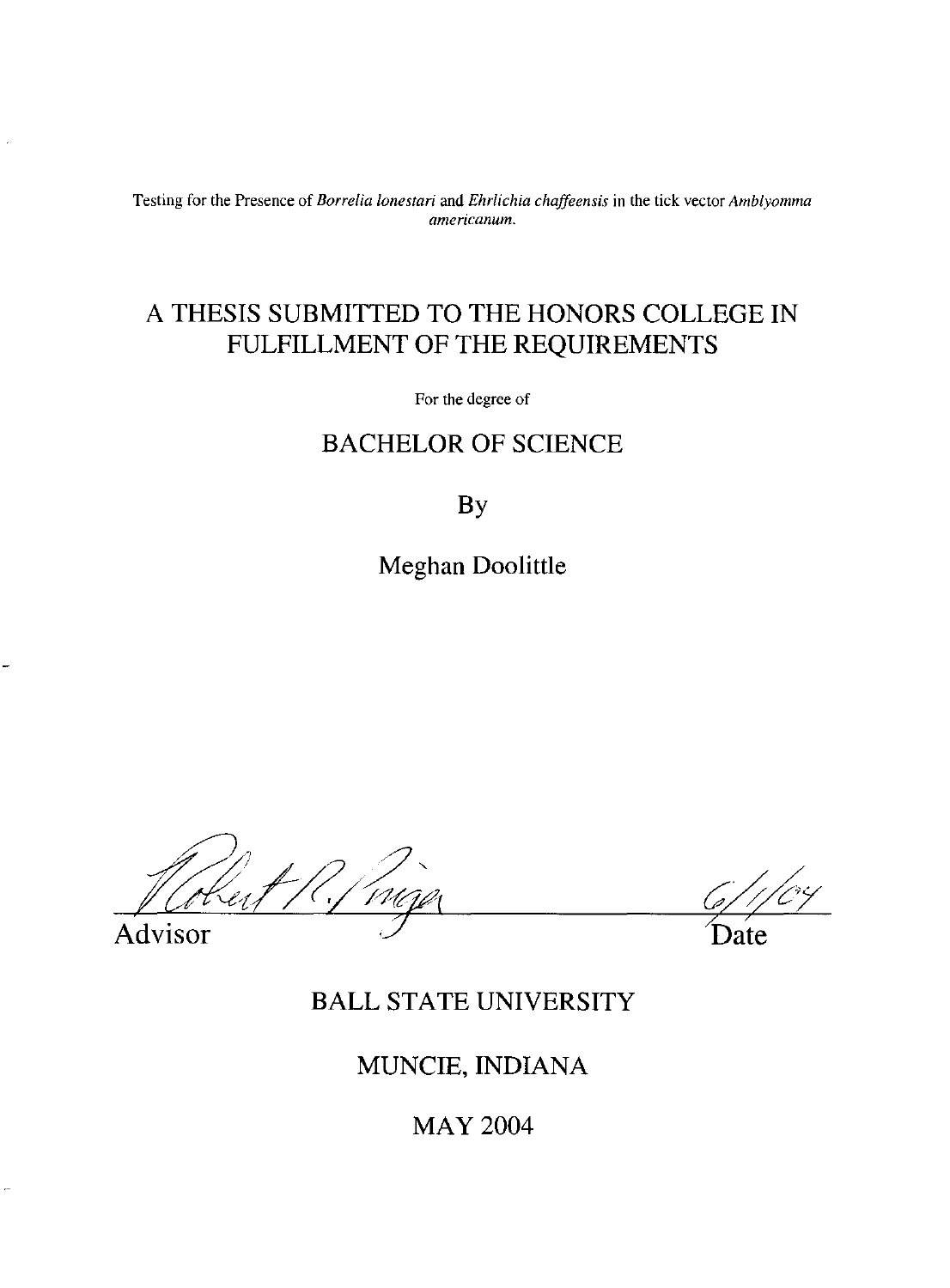Testing for the Presence of *Borrelia lonestari* and *Ehrlichia chaffeensis* in the tick vector *Amblyomma americanum*.

# A THESIS SUBMITTED TO THE HONORS COLLEGE IN FULFILLMENT OF THE REQUIREMENTS

For the degree of

## BACHELOR OF SCIENCE

By

Meghan Doolittle

Robert R. Pinger 6/1/04

Advisor Date

BALL STATE UNIVERSITY

MUNCIE, INDIANA

MAY 2004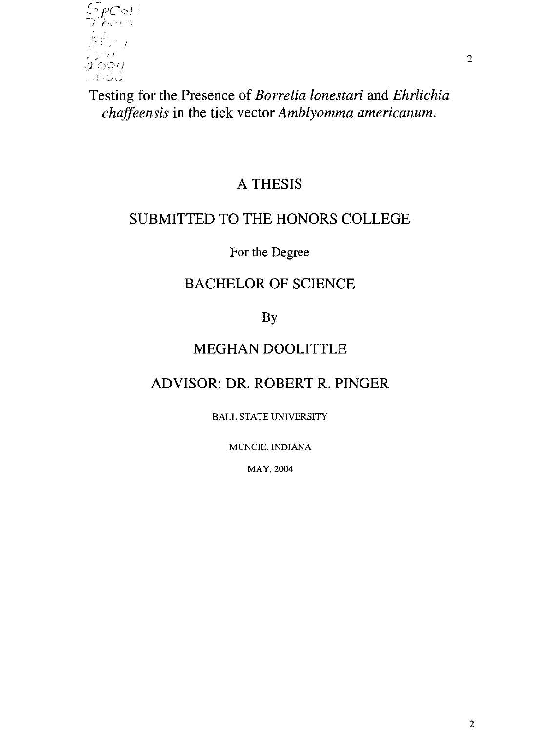# Testing for the Presence of *Borrelia lonestari* and *Ehrlichia chaffeensis* in the tick vector *Amblyomma americanum*.

A THESIS

SUBMITTED TO THE HONORS COLLEGE

For the Degree

BACHELOR OF SCIENCE

By

MEGHAN DOOLITTLE

ADVISOR: DR. ROBERT R. PINGER

BALL STATE UNIVERSITY

MUNCIE, INDIANA

MAY, 2004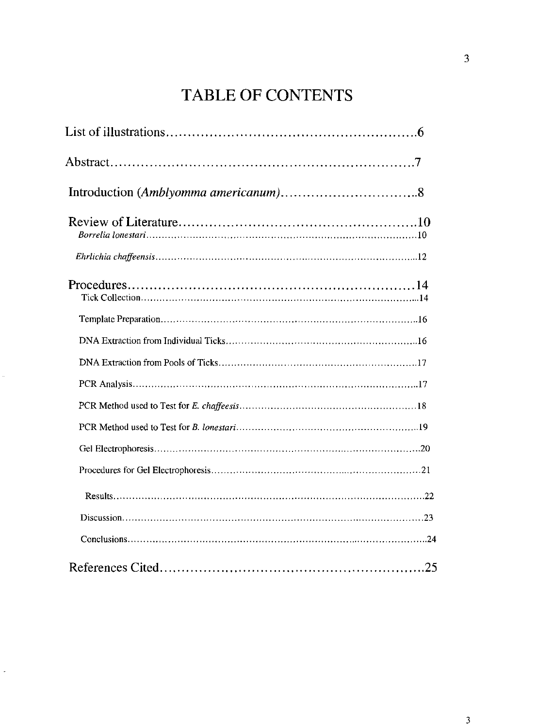# TABLE OF CONTENTS

List of illustrations....................................................6

Abstract....................................................7

Introduction (*Amblyomma americanum*)....................................................8

Review of Literature....................................................10

- *Borrelia lonestari*....................................................10
- *Ehrlichia chaffeensis*....................................................12

Procedures....................................................14

- Tick Collection....................................................14
- Template Preparation....................................................16
- DNA Extraction from Individual Ticks....................................................16
- DNA Extraction from Pools of Ticks....................................................17
- PCR Analysis....................................................17
- PCR Method used to Test for *E. chaffeesis*....................................................18
- PCR Method used to Test for *B. lonestari*....................................................19
- Gel Electrophoresis....................................................20
- Procedures for Gel Electrophoresis....................................................21
- Results....................................................22
- Discussion....................................................23
- Conclusions....................................................24

References Cited....................................................25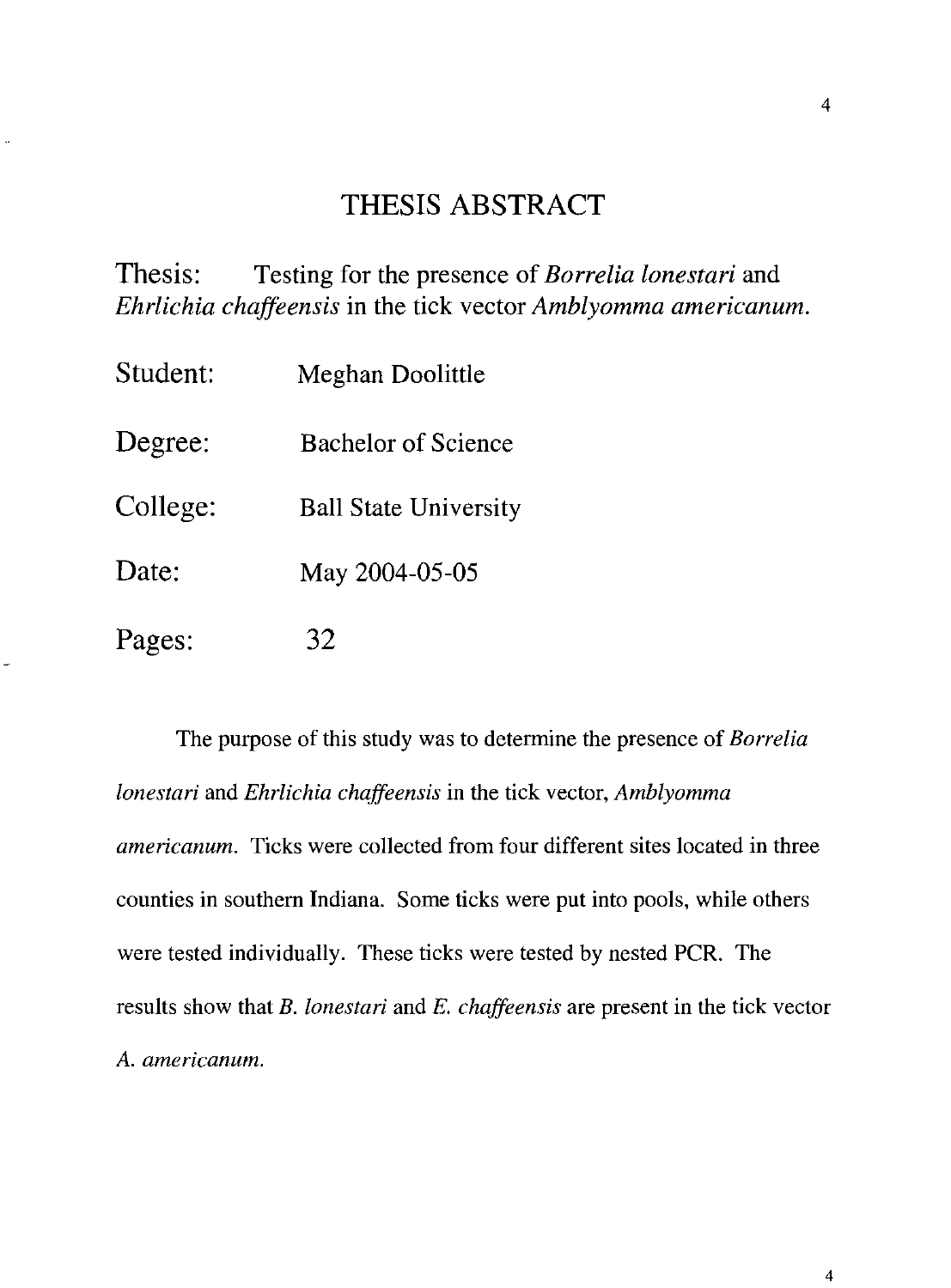# THESIS ABSTRACT

Thesis: Testing for the presence of *Borrelia lonestari* and *Ehrlichia chaffeensis* in the tick vector *Amblyomma americanum.*

Student: Meghan Doolittle

Degree: Bachelor of Science

College: Ball State University

Date: May 2004-05-05

Pages: 32

The purpose of this study was to determine the presence of *Borrelia lonestari* and *Ehrlichia chaffeensis* in the tick vector, *Amblyomma americanum.* Ticks were collected from four different sites located in three counties in southern Indiana. Some ticks were put into pools, while others were tested individually. These ticks were tested by nested PCR. The results show that *B. lonestari* and *E. chaffeensis* are present in the tick vector *A. americanum.*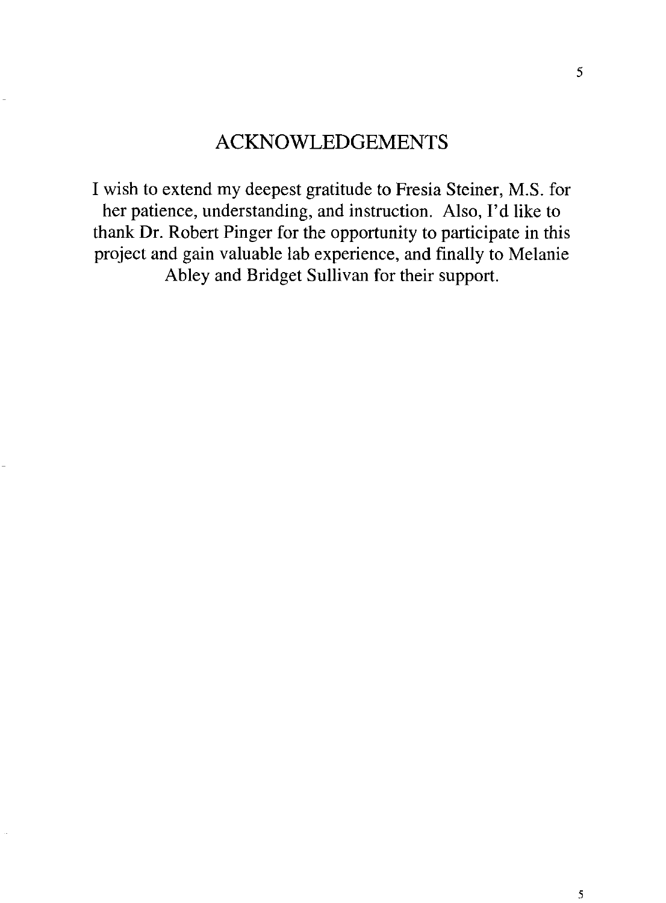# ACKNOWLEDGEMENTS

I wish to extend my deepest gratitude to Fresia Steiner, M.S. for her patience, understanding, and instruction. Also, I'd like to thank Dr. Robert Pinger for the opportunity to participate in this project and gain valuable lab experience, and finally to Melanie Abley and Bridget Sullivan for their support.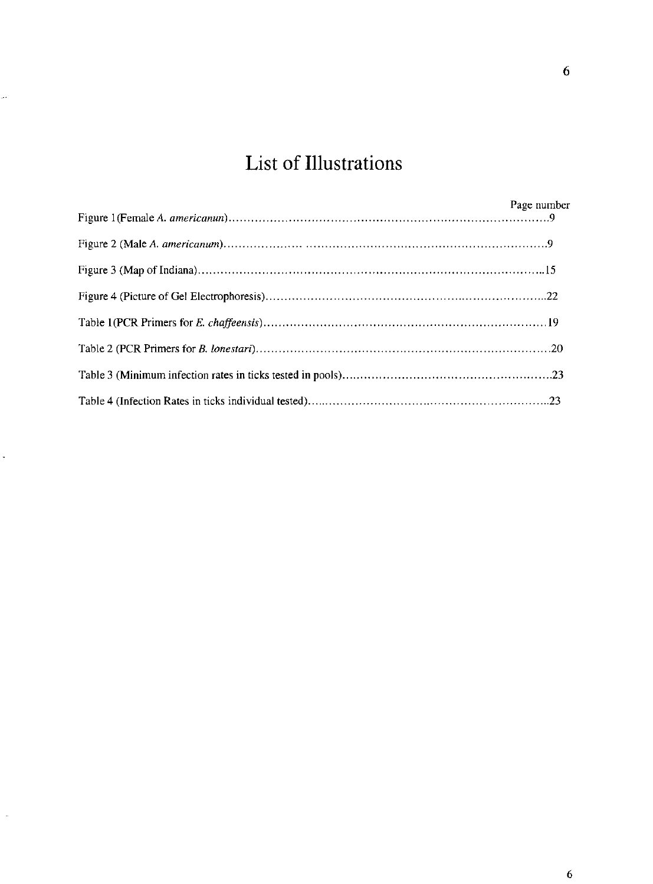# List of Illustrations

| | Page number |
|---|---|
| Figure 1(Female *A. americanun*) | 9 |
| Figure 2 (Male *A. americanum*) | 9 |
| Figure 3 (Map of Indiana) | 15 |
| Figure 4 (Picture of Gel Electrophoresis) | 22 |
| Table 1(PCR Primers for *E. chaffeensis*) | 19 |
| Table 2 (PCR Primers for *B. lonestari*) | 20 |
| Table 3 (Minimum infection rates in ticks tested in pools) | 23 |
| Table 4 (Infection Rates in ticks individual tested) | 23 |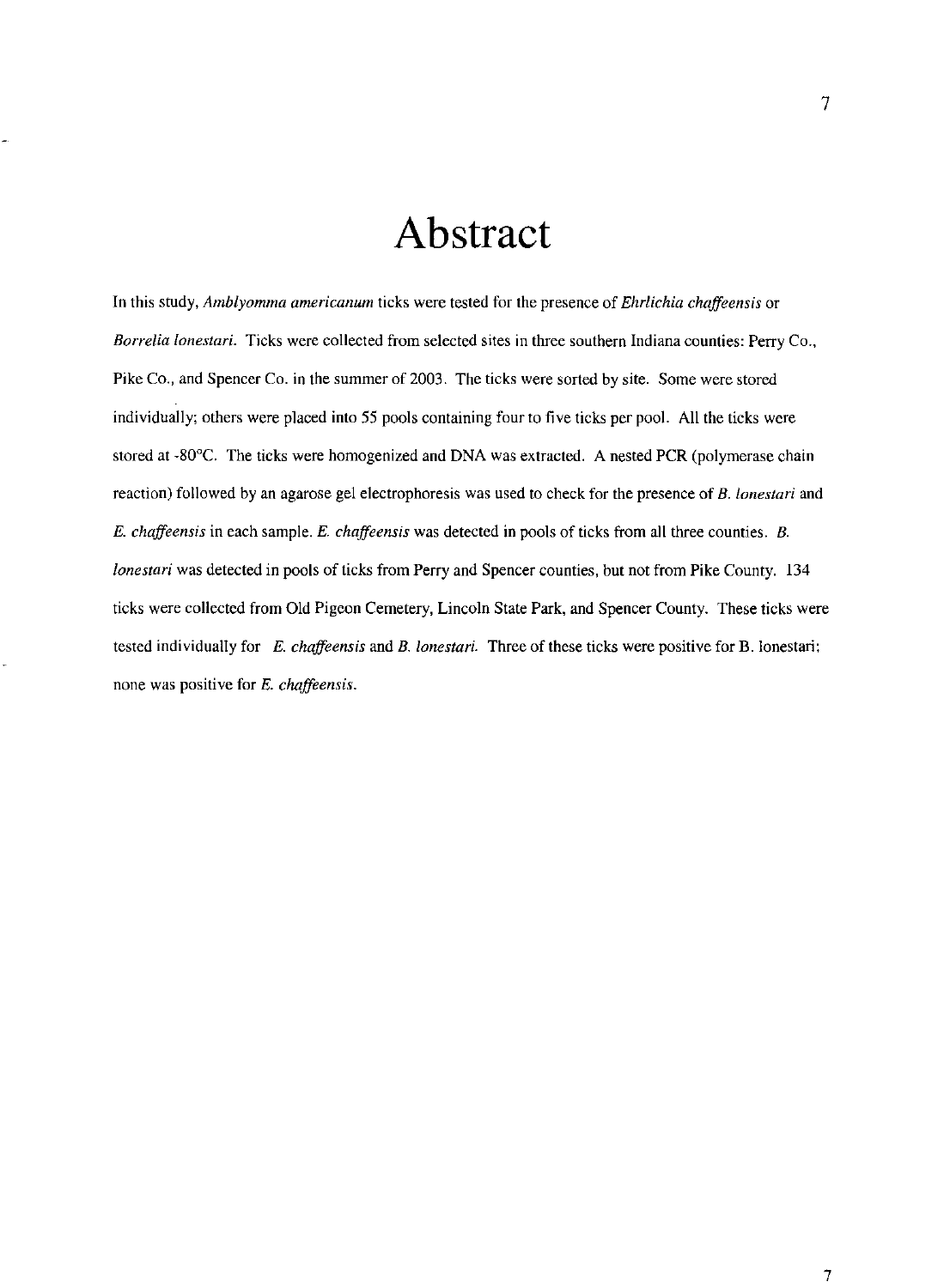# Abstract

In this study, *Amblyomma americanum* ticks were tested for the presence of *Ehrlichia chaffeensis* or *Borrelia lonestari*. Ticks were collected from selected sites in three southern Indiana counties: Perry Co., Pike Co., and Spencer Co. in the summer of 2003. The ticks were sorted by site. Some were stored individually; others were placed into 55 pools containing four to five ticks per pool. All the ticks were stored at -80°C. The ticks were homogenized and DNA was extracted. A nested PCR (polymerase chain reaction) followed by an agarose gel electrophoresis was used to check for the presence of *B. lonestari* and *E. chaffeensis* in each sample. *E. chaffeensis* was detected in pools of ticks from all three counties. *B. lonestari* was detected in pools of ticks from Perry and Spencer counties, but not from Pike County. 134 ticks were collected from Old Pigeon Cemetery, Lincoln State Park, and Spencer County. These ticks were tested individually for *E. chaffeensis* and *B. lonestari*. Three of these ticks were positive for B. lonestari; none was positive for *E. chaffeensis*.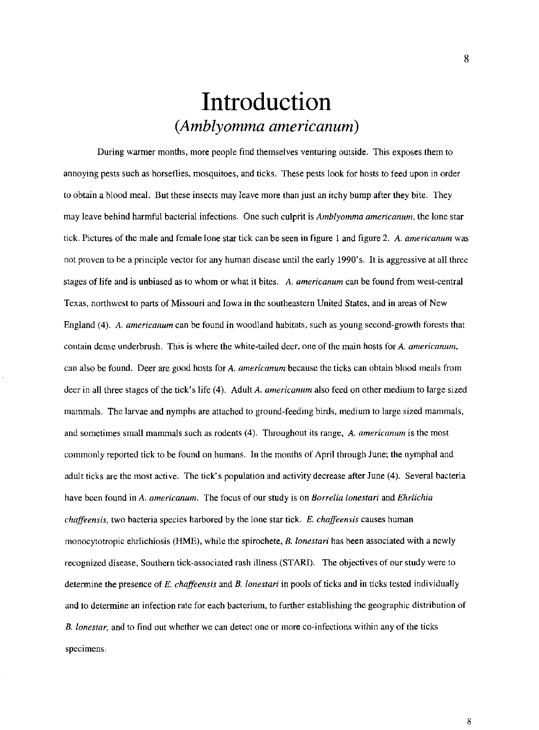# Introduction
## (*Amblyomma americanum*)

During warmer months, more people find themselves venturing outside. This exposes them to annoying pests such as horseflies, mosquitoes, and ticks. These pests look for hosts to feed upon in order to obtain a blood meal. But these insects may leave more than just an itchy bump after they bite. They may leave behind harmful bacterial infections. One such culprit is *Amblyomma americanum*, the lone star tick. Pictures of the male and female lone star tick can be seen in figure 1 and figure 2. *A. americanum* was not proven to be a principle vector for any human disease until the early 1990's. It is aggressive at all three stages of life and is unbiased as to whom or what it bites. *A. americanum* can be found from west-central Texas, northwest to parts of Missouri and Iowa in the southeastern United States, and in areas of New England (4). *A. americanum* can be found in woodland habitats, such as young second-growth forests that contain dense underbrush. This is where the white-tailed deer, one of the main hosts for *A. americanum*, can also be found. Deer are good hosts for *A. americanum* because the ticks can obtain blood meals from deer in all three stages of the tick's life (4). Adult *A. americanum* also feed on other medium to large sized mammals. The larvae and nymphs are attached to ground-feeding birds, medium to large sized mammals, and sometimes small mammals such as rodents (4). Throughout its range, *A. americanum* is the most commonly reported tick to be found on humans. In the months of April through June; the nymphal and adult ticks are the most active. The tick's population and activity decrease after June (4). Several bacteria have been found in *A. americanum*. The focus of our study is on *Borrelia lonestari* and *Ehrlichia chaffeensis*, two bacteria species harbored by the lone star tick. *E. chaffeensis* causes human monocytotropic ehrlichiosis (HME), while the spirochete, *B. lonestari* has been associated with a newly recognized disease, Southern tick-associated rash illness (STARI). The objectives of our study were to determine the presence of *E. chaffeensis* and *B. lonestari* in pools of ticks and in ticks tested individually and to determine an infection rate for each bacterium, to further establishing the geographic distribution of *B. lonestar*, and to find out whether we can detect one or more co-infections within any of the ticks specimens.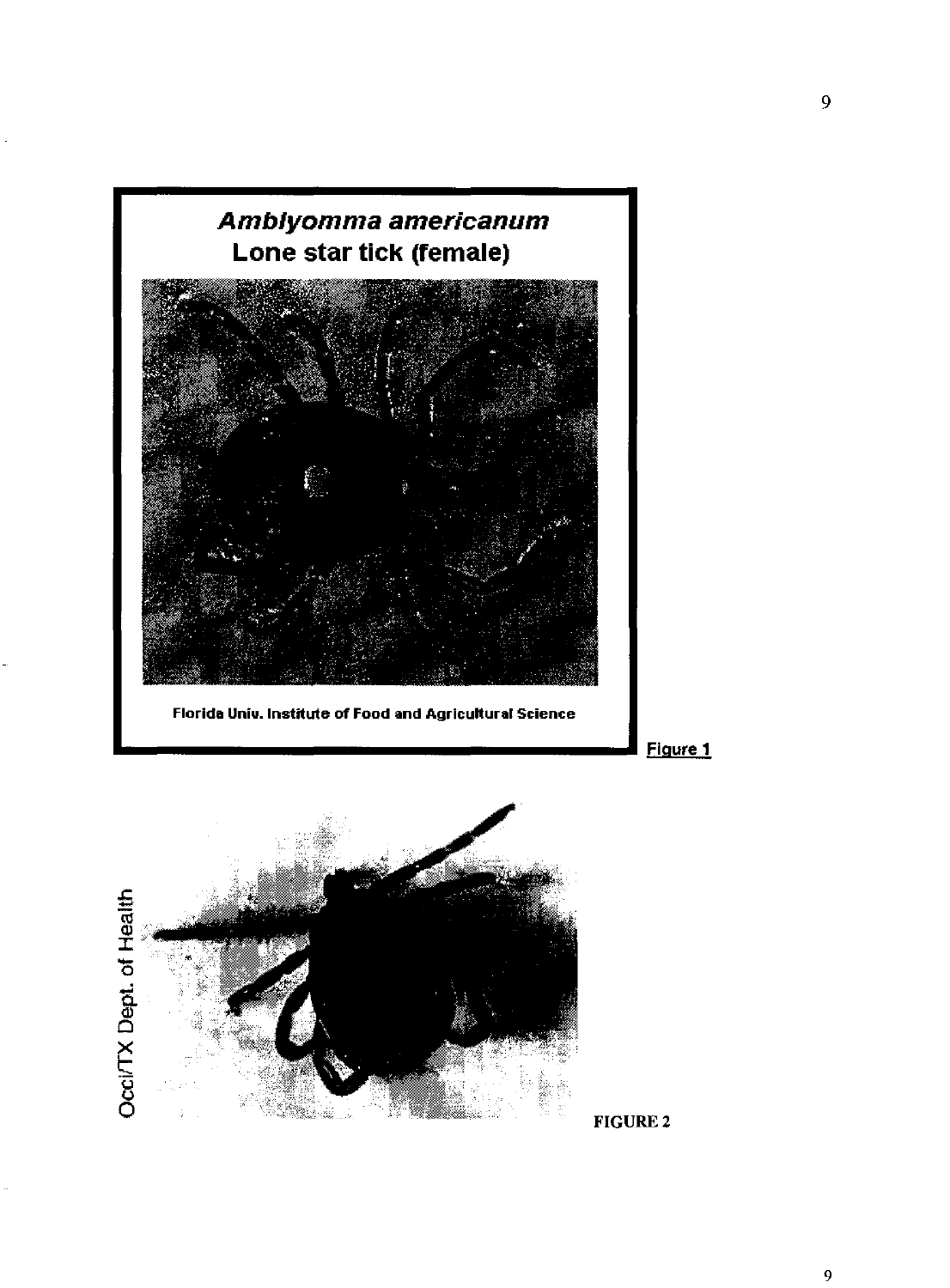***Amblyomma americanum***
**Lone star tick (female)**

Florida Univ. Institute of Food and Agricultural Science

Figure 1

Occi/TX Dept. of Health

FIGURE 2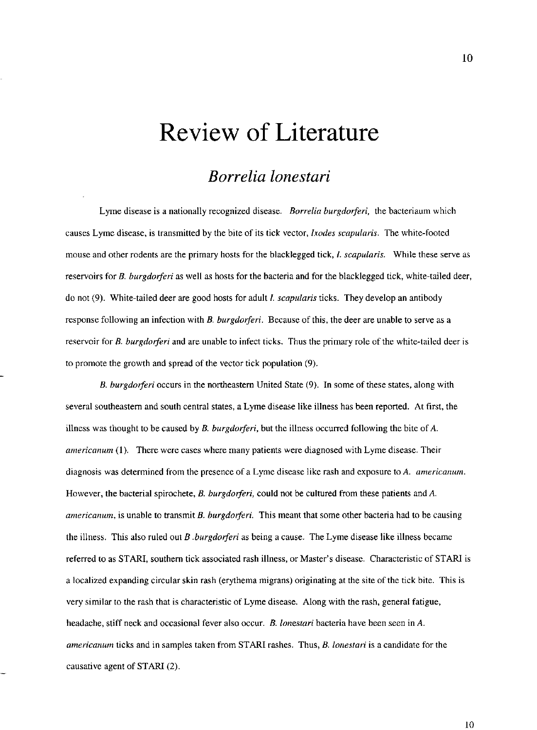# Review of Literature

## *Borrelia lonestari*

Lyme disease is a nationally recognized disease. *Borrelia burgdorferi*, the bacteriaum which causes Lyme disease, is transmitted by the bite of its tick vector, *Ixodes scapularis*. The white-footed mouse and other rodents are the primary hosts for the blacklegged tick, *I. scapularis*. While these serve as reservoirs for *B. burgdorferi* as well as hosts for the bacteria and for the blacklegged tick, white-tailed deer, do not (9). White-tailed deer are good hosts for adult *I. scapularis* ticks. They develop an antibody response following an infection with *B. burgdorferi*. Because of this, the deer are unable to serve as a reservoir for *B. burgdorferi* and are unable to infect ticks. Thus the primary role of the white-tailed deer is to promote the growth and spread of the vector tick population (9).

*B. burgdorferi* occurs in the northeastern United State (9). In some of these states, along with several southeastern and south central states, a Lyme disease like illness has been reported. At first, the illness was thought to be caused by *B. burgdorferi*, but the illness occurred following the bite of *A. americanum* (1). There were cases where many patients were diagnosed with Lyme disease. Their diagnosis was determined from the presence of a Lyme disease like rash and exposure to *A. americanum*. However, the bacterial spirochete, *B. burgdorferi*, could not be cultured from these patients and *A. americanum*, is unable to transmit *B. burgdorferi*. This meant that some other bacteria had to be causing the illness. This also ruled out *B .burgdorferi* as being a cause. The Lyme disease like illness became referred to as STARI, southern tick associated rash illness, or Master's disease. Characteristic of STARI is a localized expanding circular skin rash (erythema migrans) originating at the site of the tick bite. This is very similar to the rash that is characteristic of Lyme disease. Along with the rash, general fatigue, headache, stiff neck and occasional fever also occur. *B. lonestari* bacteria have been seen in *A. americanum* ticks and in samples taken from STARI rashes. Thus, *B. lonestari* is a candidate for the causative agent of STARI (2).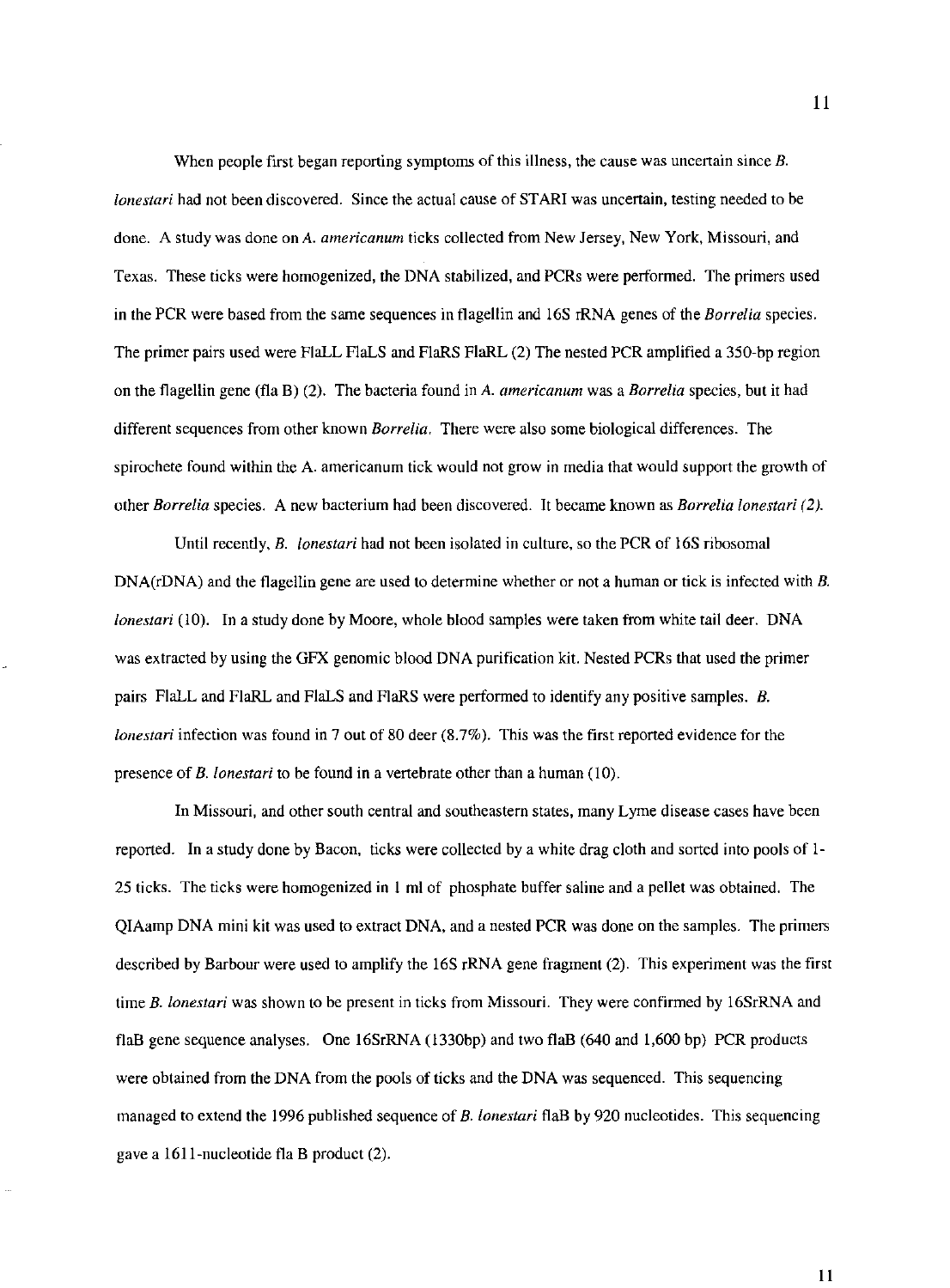When people first began reporting symptoms of this illness, the cause was uncertain since *B. lonestari* had not been discovered. Since the actual cause of STARI was uncertain, testing needed to be done. A study was done on *A. americanum* ticks collected from New Jersey, New York, Missouri, and Texas. These ticks were homogenized, the DNA stabilized, and PCRs were performed. The primers used in the PCR were based from the same sequences in flagellin and 16S rRNA genes of the *Borrelia* species. The primer pairs used were FlaLL FlaLS and FlaRS FlaRL (2) The nested PCR amplified a 350-bp region on the flagellin gene (fla B) (2). The bacteria found in *A. americanum* was a *Borrelia* species, but it had different sequences from other known *Borrelia*. There were also some biological differences. The spirochete found within the A. americanum tick would not grow in media that would support the growth of other *Borrelia* species. A new bacterium had been discovered. It became known as *Borrelia lonestari (2)*.

Until recently, *B. lonestari* had not been isolated in culture, so the PCR of 16S ribosomal DNA(rDNA) and the flagellin gene are used to determine whether or not a human or tick is infected with *B. lonestari* (10). In a study done by Moore, whole blood samples were taken from white tail deer. DNA was extracted by using the GFX genomic blood DNA purification kit. Nested PCRs that used the primer pairs FlaLL and FlaRL and FlaLS and FlaRS were performed to identify any positive samples. *B. lonestari* infection was found in 7 out of 80 deer (8.7%). This was the first reported evidence for the presence of *B. lonestari* to be found in a vertebrate other than a human (10).

In Missouri, and other south central and southeastern states, many Lyme disease cases have been reported. In a study done by Bacon, ticks were collected by a white drag cloth and sorted into pools of 1-25 ticks. The ticks were homogenized in 1 ml of phosphate buffer saline and a pellet was obtained. The QIAamp DNA mini kit was used to extract DNA, and a nested PCR was done on the samples. The primers described by Barbour were used to amplify the 16S rRNA gene fragment (2). This experiment was the first time *B. lonestari* was shown to be present in ticks from Missouri. They were confirmed by 16SrRNA and flaB gene sequence analyses. One 16SrRNA (1330bp) and two flaB (640 and 1,600 bp) PCR products were obtained from the DNA from the pools of ticks and the DNA was sequenced. This sequencing managed to extend the 1996 published sequence of *B. lonestari* flaB by 920 nucleotides. This sequencing gave a 1611-nucleotide fla B product (2).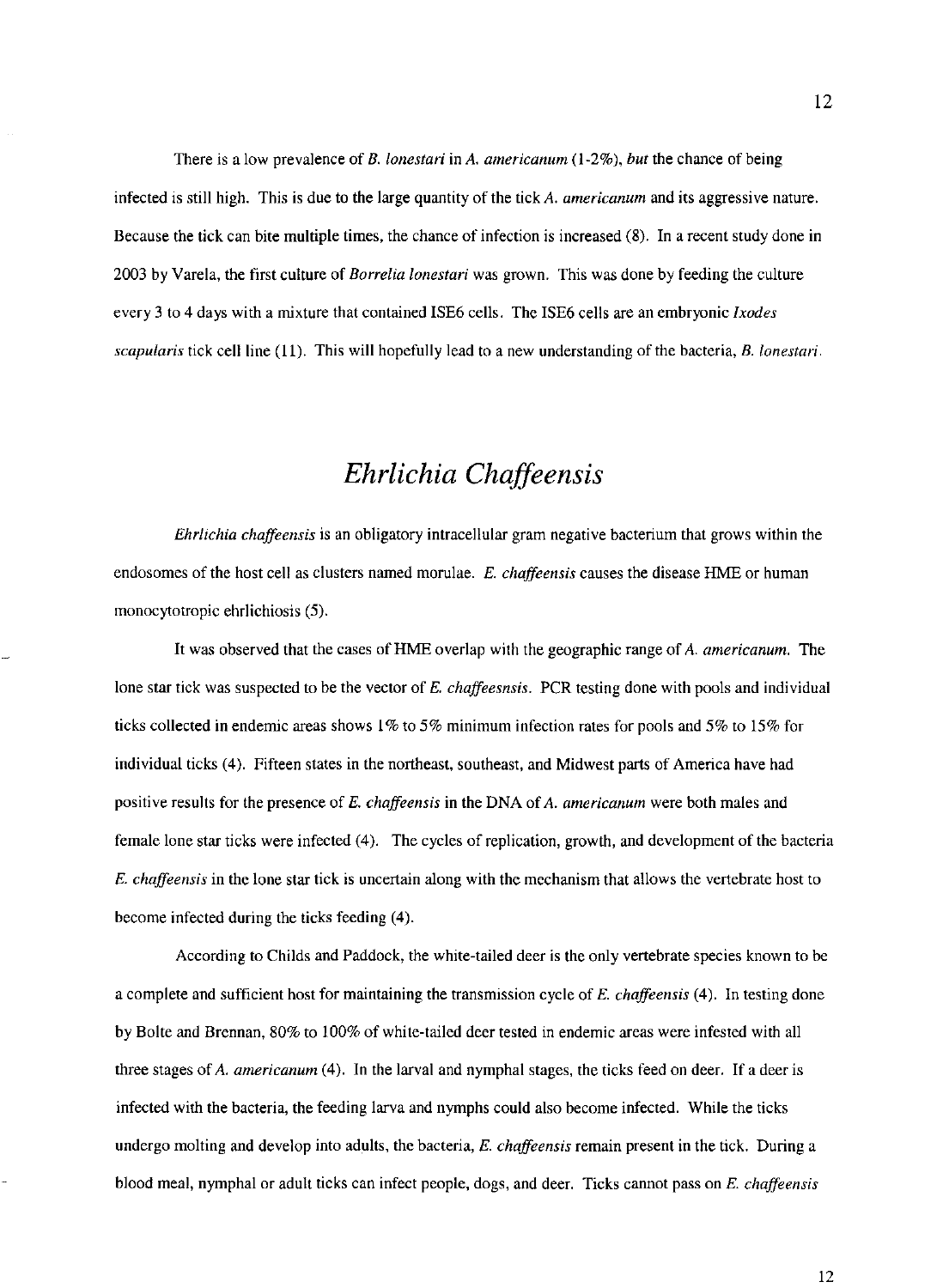There is a low prevalence of *B. lonestari* in *A. americanum* (1-2%), *but* the chance of being infected is still high. This is due to the large quantity of the tick *A. americanum* and its aggressive nature. Because the tick can bite multiple times, the chance of infection is increased (8). In a recent study done in 2003 by Varela, the first culture of *Borrelia lonestari* was grown. This was done by feeding the culture every 3 to 4 days with a mixture that contained ISE6 cells. The ISE6 cells are an embryonic *Ixodes scapularis* tick cell line (11). This will hopefully lead to a new understanding of the bacteria, *B. lonestari*.

# *Ehrlichia Chaffeensis*

*Ehrlichia chaffeensis* is an obligatory intracellular gram negative bacterium that grows within the endosomes of the host cell as clusters named morulae. *E. chaffeensis* causes the disease HME or human monocytotropic ehrlichiosis (5).

It was observed that the cases of HME overlap with the geographic range of *A. americanum*. The lone star tick was suspected to be the vector of *E. chaffeesnsis*. PCR testing done with pools and individual ticks collected in endemic areas shows 1% to 5% minimum infection rates for pools and 5% to 15% for individual ticks (4). Fifteen states in the northeast, southeast, and Midwest parts of America have had positive results for the presence of *E. chaffeensis* in the DNA of *A. americanum* were both males and female lone star ticks were infected (4). The cycles of replication, growth, and development of the bacteria *E. chaffeensis* in the lone star tick is uncertain along with the mechanism that allows the vertebrate host to become infected during the ticks feeding (4).

According to Childs and Paddock, the white-tailed deer is the only vertebrate species known to be a complete and sufficient host for maintaining the transmission cycle of *E. chaffeensis* (4). In testing done by Bolte and Brennan, 80% to 100% of white-tailed deer tested in endemic areas were infested with all three stages of *A. americanum* (4). In the larval and nymphal stages, the ticks feed on deer. If a deer is infected with the bacteria, the feeding larva and nymphs could also become infected. While the ticks undergo molting and develop into adults, the bacteria, *E. chaffeensis* remain present in the tick. During a blood meal, nymphal or adult ticks can infect people, dogs, and deer. Ticks cannot pass on *E. chaffeensis*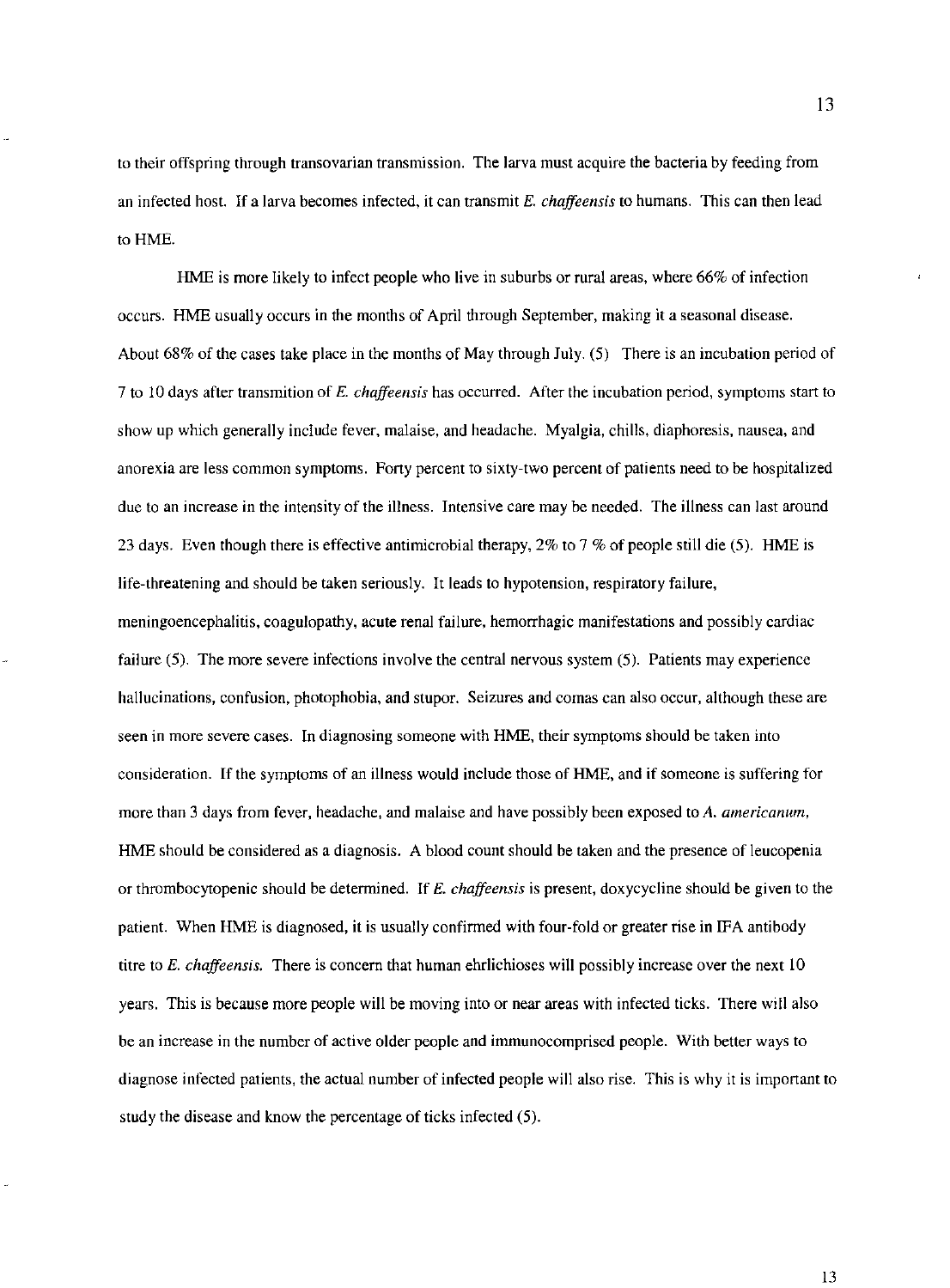to their offspring through transovarian transmission. The larva must acquire the bacteria by feeding from an infected host. If a larva becomes infected, it can transmit *E. chaffeensis* to humans. This can then lead to HME.

HME is more likely to infect people who live in suburbs or rural areas, where 66% of infection occurs. HME usually occurs in the months of April through September, making it a seasonal disease. About 68% of the cases take place in the months of May through July. (5) There is an incubation period of 7 to 10 days after transmition of *E. chaffeensis* has occurred. After the incubation period, symptoms start to show up which generally include fever, malaise, and headache. Myalgia, chills, diaphoresis, nausea, and anorexia are less common symptoms. Forty percent to sixty-two percent of patients need to be hospitalized due to an increase in the intensity of the illness. Intensive care may be needed. The illness can last around 23 days. Even though there is effective antimicrobial therapy, 2% to 7 % of people still die (5). HME is life-threatening and should be taken seriously. It leads to hypotension, respiratory failure, meningoencephalitis, coagulopathy, acute renal failure, hemorrhagic manifestations and possibly cardiac failure (5). The more severe infections involve the central nervous system (5). Patients may experience hallucinations, confusion, photophobia, and stupor. Seizures and comas can also occur, although these are seen in more severe cases. In diagnosing someone with HME, their symptoms should be taken into consideration. If the symptoms of an illness would include those of HME, and if someone is suffering for more than 3 days from fever, headache, and malaise and have possibly been exposed to *A. americanum*, HME should be considered as a diagnosis. A blood count should be taken and the presence of leucopenia or thrombocytopenic should be determined. If *E. chaffeensis* is present, doxycycline should be given to the patient. When HME is diagnosed, it is usually confirmed with four-fold or greater rise in IFA antibody titre to *E. chaffeensis*. There is concern that human ehrlichioses will possibly increase over the next 10 years. This is because more people will be moving into or near areas with infected ticks. There will also be an increase in the number of active older people and immunocomprised people. With better ways to diagnose infected patients, the actual number of infected people will also rise. This is why it is important to study the disease and know the percentage of ticks infected (5).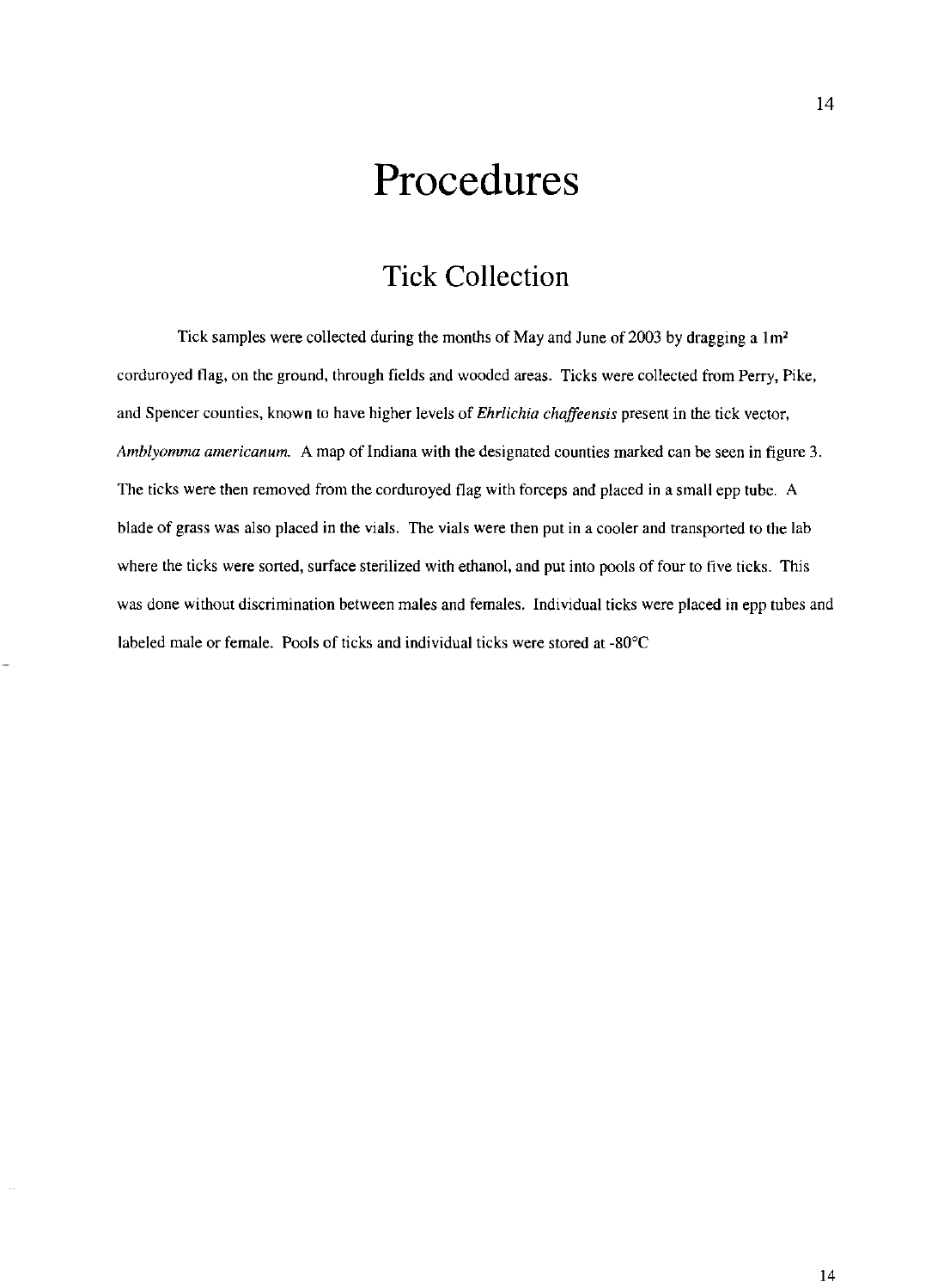# Procedures

## Tick Collection

Tick samples were collected during the months of May and June of 2003 by dragging a 1m² corduroyed flag, on the ground, through fields and wooded areas. Ticks were collected from Perry, Pike, and Spencer counties, known to have higher levels of *Ehrlichia chaffeensis* present in the tick vector, *Amblyomma americanum*. A map of Indiana with the designated counties marked can be seen in figure 3. The ticks were then removed from the corduroyed flag with forceps and placed in a small epp tube. A blade of grass was also placed in the vials. The vials were then put in a cooler and transported to the lab where the ticks were sorted, surface sterilized with ethanol, and put into pools of four to five ticks. This was done without discrimination between males and females. Individual ticks were placed in epp tubes and labeled male or female. Pools of ticks and individual ticks were stored at -80°C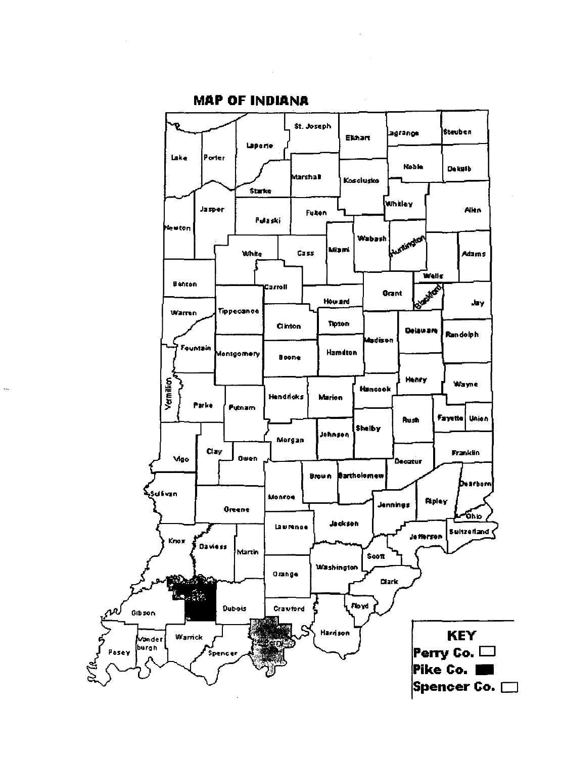# MAP OF INDIANA

Lake, Porter, Laporte, St. Joseph, Elkhart, Lagrange, Steuben, Starke, Marshall, Kosciusko, Noble, Dekalb, Newton, Jasper, Pulaski, Fulton, Whitley, Allen, White, Cass, Miami, Wabash, Huntington, Adams, Wells, Benton, Carroll, Howard, Grant, Blackford, Jay, Warren, Tippecanoe, Clinton, Tipton, Madison, Delaware, Randolph, Fountain, Montgomery, Boone, Hamilton, Vermillion, Parke, Putnam, Hendricks, Marion, Hancock, Henry, Wayne, Rush, Fayette, Union, Shelby, Johnson, Morgan, Vigo, Clay, Owen, Franklin, Decatur, Brown, Bartholomew, Dearborn, Sullivan, Monroe, Greene, Jennings, Ripley, Ohio, Lawrence, Jackson, Switzerland, Jefferson, Knox, Daviess, Martin, Scott, Orange, Washington, Clark, Gibson, Dubois, Crawford, Floyd, Harrison, Posey, Vanderburgh, Warrick, Spencer, Perry

**KEY**

**Perry Co.** ☐

**Pike Co.** ■

**Spencer Co.** ☐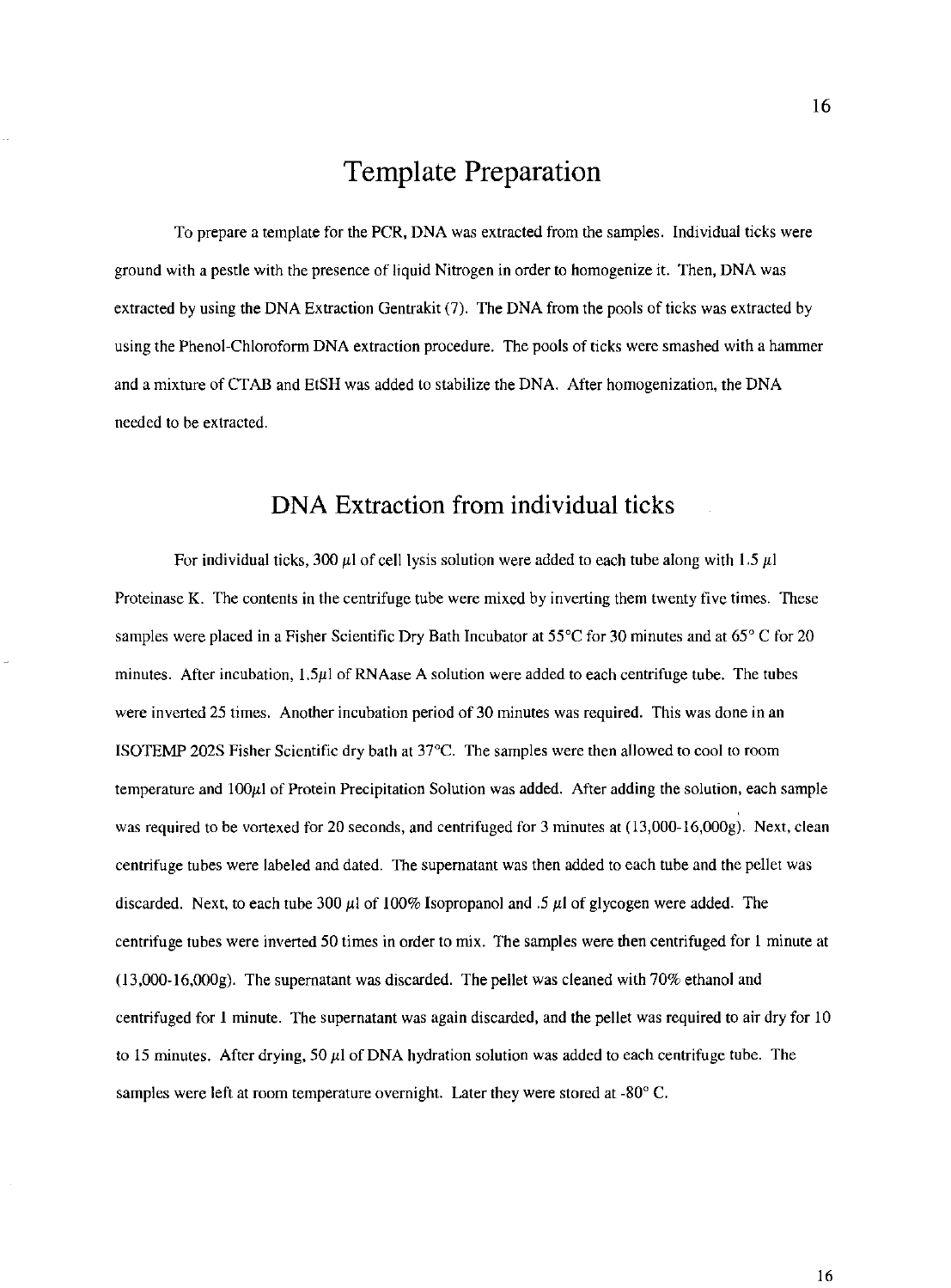# Template Preparation

To prepare a template for the PCR, DNA was extracted from the samples. Individual ticks were ground with a pestle with the presence of liquid Nitrogen in order to homogenize it. Then, DNA was extracted by using the DNA Extraction Gentrakit (7). The DNA from the pools of ticks was extracted by using the Phenol-Chloroform DNA extraction procedure. The pools of ticks were smashed with a hammer and a mixture of CTAB and EtSH was added to stabilize the DNA. After homogenization, the DNA needed to be extracted.

# DNA Extraction from individual ticks

For individual ticks, 300 $\mu$l of cell lysis solution were added to each tube along with 1.5 $\mu$l Proteinase K. The contents in the centrifuge tube were mixed by inverting them twenty five times. These samples were placed in a Fisher Scientific Dry Bath Incubator at 55°C for 30 minutes and at 65° C for 20 minutes. After incubation, 1.5$\mu$l of RNAase A solution were added to each centrifuge tube. The tubes were inverted 25 times. Another incubation period of 30 minutes was required. This was done in an ISOTEMP 202S Fisher Scientific dry bath at 37°C. The samples were then allowed to cool to room temperature and 100$\mu$l of Protein Precipitation Solution was added. After adding the solution, each sample was required to be vortexed for 20 seconds, and centrifuged for 3 minutes at (13,000-16,000g). Next, clean centrifuge tubes were labeled and dated. The supernatant was then added to each tube and the pellet was discarded. Next, to each tube 300 $\mu$l of 100% Isopropanol and .5 $\mu$l of glycogen were added. The centrifuge tubes were inverted 50 times in order to mix. The samples were then centrifuged for 1 minute at (13,000-16,000g). The supernatant was discarded. The pellet was cleaned with 70% ethanol and centrifuged for 1 minute. The supernatant was again discarded, and the pellet was required to air dry for 10 to 15 minutes. After drying, 50 $\mu$l of DNA hydration solution was added to each centrifuge tube. The samples were left at room temperature overnight. Later they were stored at -80° C.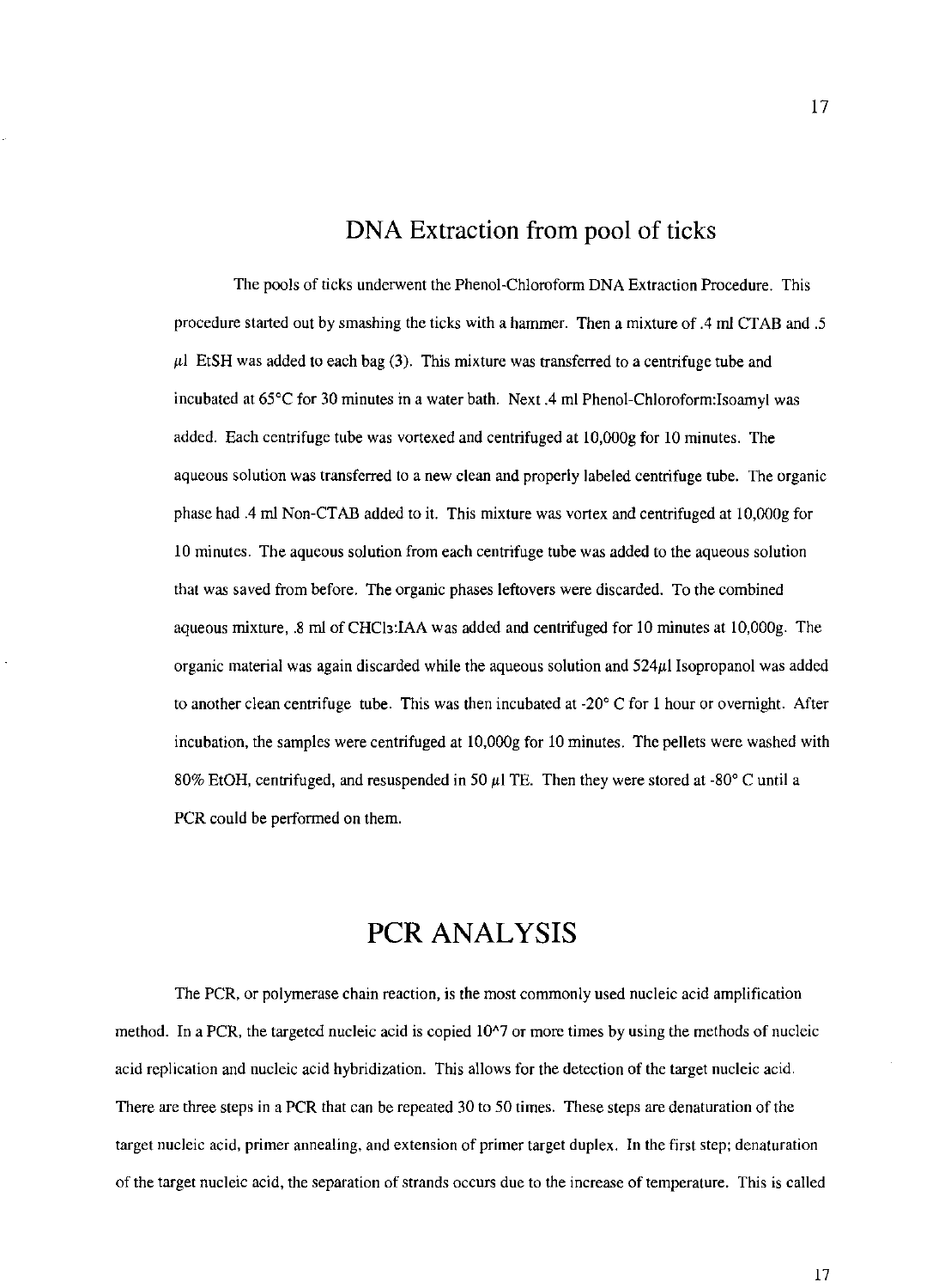## DNA Extraction from pool of ticks

The pools of ticks underwent the Phenol-Chloroform DNA Extraction Procedure. This procedure started out by smashing the ticks with a hammer. Then a mixture of .4 ml CTAB and .5 μl EtSH was added to each bag (3). This mixture was transferred to a centrifuge tube and incubated at 65°C for 30 minutes in a water bath. Next .4 ml Phenol-Chloroform:Isoamyl was added. Each centrifuge tube was vortexed and centrifuged at 10,000g for 10 minutes. The aqueous solution was transferred to a new clean and properly labeled centrifuge tube. The organic phase had .4 ml Non-CTAB added to it. This mixture was vortex and centrifuged at 10,000g for 10 minutes. The aqueous solution from each centrifuge tube was added to the aqueous solution that was saved from before. The organic phases leftovers were discarded. To the combined aqueous mixture, .8 ml of $CHCl_3$:IAA was added and centrifuged for 10 minutes at 10,000g. The organic material was again discarded while the aqueous solution and 524μl Isopropanol was added to another clean centrifuge tube. This was then incubated at -20° C for 1 hour or overnight. After incubation, the samples were centrifuged at 10,000g for 10 minutes. The pellets were washed with 80% EtOH, centrifuged, and resuspended in 50 μl TE. Then they were stored at -80° C until a PCR could be performed on them.

## PCR ANALYSIS

The PCR, or polymerase chain reaction, is the most commonly used nucleic acid amplification method. In a PCR, the targeted nucleic acid is copied 10^7 or more times by using the methods of nucleic acid replication and nucleic acid hybridization. This allows for the detection of the target nucleic acid. There are three steps in a PCR that can be repeated 30 to 50 times. These steps are denaturation of the target nucleic acid, primer annealing, and extension of primer target duplex. In the first step; denaturation of the target nucleic acid, the separation of strands occurs due to the increase of temperature. This is called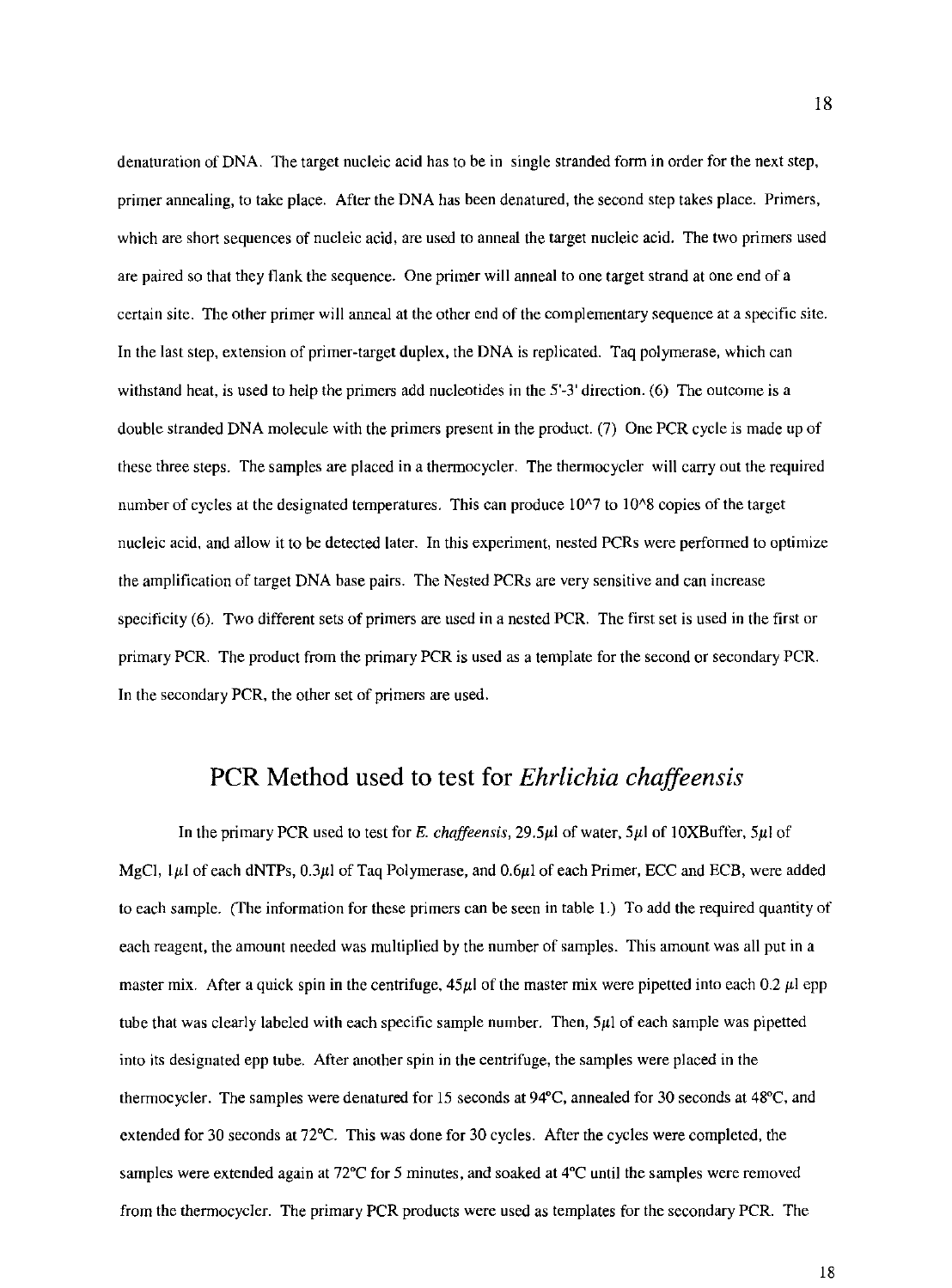denaturation of DNA. The target nucleic acid has to be in single stranded form in order for the next step, primer annealing, to take place. After the DNA has been denatured, the second step takes place. Primers, which are short sequences of nucleic acid, are used to anneal the target nucleic acid. The two primers used are paired so that they flank the sequence. One primer will anneal to one target strand at one end of a certain site. The other primer will anneal at the other end of the complementary sequence at a specific site. In the last step, extension of primer-target duplex, the DNA is replicated. Taq polymerase, which can withstand heat, is used to help the primers add nucleotides in the 5'-3' direction. (6) The outcome is a double stranded DNA molecule with the primers present in the product. (7) One PCR cycle is made up of these three steps. The samples are placed in a thermocycler. The thermocycler will carry out the required number of cycles at the designated temperatures. This can produce 10^7 to 10^8 copies of the target nucleic acid, and allow it to be detected later. In this experiment, nested PCRs were performed to optimize the amplification of target DNA base pairs. The Nested PCRs are very sensitive and can increase specificity (6). Two different sets of primers are used in a nested PCR. The first set is used in the first or primary PCR. The product from the primary PCR is used as a template for the second or secondary PCR. In the secondary PCR, the other set of primers are used.

## PCR Method used to test for *Ehrlichia chaffeensis*

In the primary PCR used to test for *E. chaffeensis*, 29.5µl of water, 5µl of 10XBuffer, 5µl of MgCl, 1µl of each dNTPs, 0.3µl of Taq Polymerase, and 0.6µl of each Primer, ECC and ECB, were added to each sample. (The information for these primers can be seen in table 1.) To add the required quantity of each reagent, the amount needed was multiplied by the number of samples. This amount was all put in a master mix. After a quick spin in the centrifuge, 45µl of the master mix were pipetted into each 0.2 µl epp tube that was clearly labeled with each specific sample number. Then, 5µl of each sample was pipetted into its designated epp tube. After another spin in the centrifuge, the samples were placed in the thermocycler. The samples were denatured for 15 seconds at 94°C, annealed for 30 seconds at 48°C, and extended for 30 seconds at 72°C. This was done for 30 cycles. After the cycles were completed, the samples were extended again at 72°C for 5 minutes, and soaked at 4°C until the samples were removed from the thermocycler. The primary PCR products were used as templates for the secondary PCR. The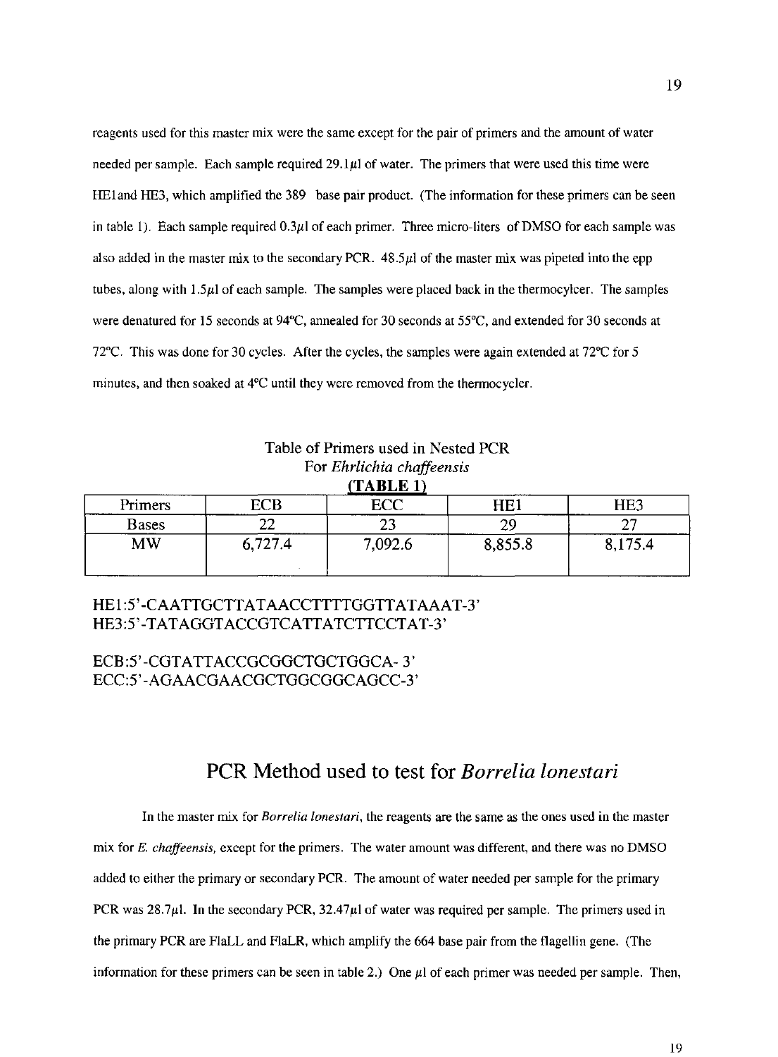reagents used for this master mix were the same except for the pair of primers and the amount of water needed per sample. Each sample required 29.1$\mu$l of water. The primers that were used this time were HE1and HE3, which amplified the 389 base pair product. (The information for these primers can be seen in table 1). Each sample required 0.3$\mu$l of each primer. Three micro-liters of DMSO for each sample was also added in the master mix to the secondary PCR. 48.5$\mu$l of the master mix was pipeted into the epp tubes, along with 1.5$\mu$l of each sample. The samples were placed back in the thermocylcer. The samples were denatured for 15 seconds at 94°C, annealed for 30 seconds at 55°C, and extended for 30 seconds at 72°C. This was done for 30 cycles. After the cycles, the samples were again extended at 72°C for 5 minutes, and then soaked at 4°C until they were removed from the thermocycler.

Table of Primers used in Nested PCR
For *Ehrlichia chaffeensis*
**(TABLE 1)**

| Primers | ECB | ECC | HE1 | HE3 |
|---|---|---|---|---|
| Bases | 22 | 23 | 29 | 27 |
| MW | 6,727.4 | 7,092.6 | 8,855.8 | 8,175.4 |

HE1:5'-CAATTGCTTATAACCTTTTGGTTATAAAT-3'
HE3:5'-TATAGGTACCGTCATTATCTTCCTAT-3'

ECB:5'-CGTATTACCGCGGCTGCTGGCA- 3'
ECC:5'-AGAACGAACGCTGGCGGCAGCC-3'

## PCR Method used to test for *Borrelia lonestari*

In the master mix for *Borrelia lonestari*, the reagents are the same as the ones used in the master mix for *E. chaffeensis*, except for the primers. The water amount was different, and there was no DMSO added to either the primary or secondary PCR. The amount of water needed per sample for the primary PCR was 28.7$\mu$l. In the secondary PCR, 32.47$\mu$l of water was required per sample. The primers used in the primary PCR are FlaLL and FlaLR, which amplify the 664 base pair from the flagellin gene. (The information for these primers can be seen in table 2.) One $\mu$l of each primer was needed per sample. Then,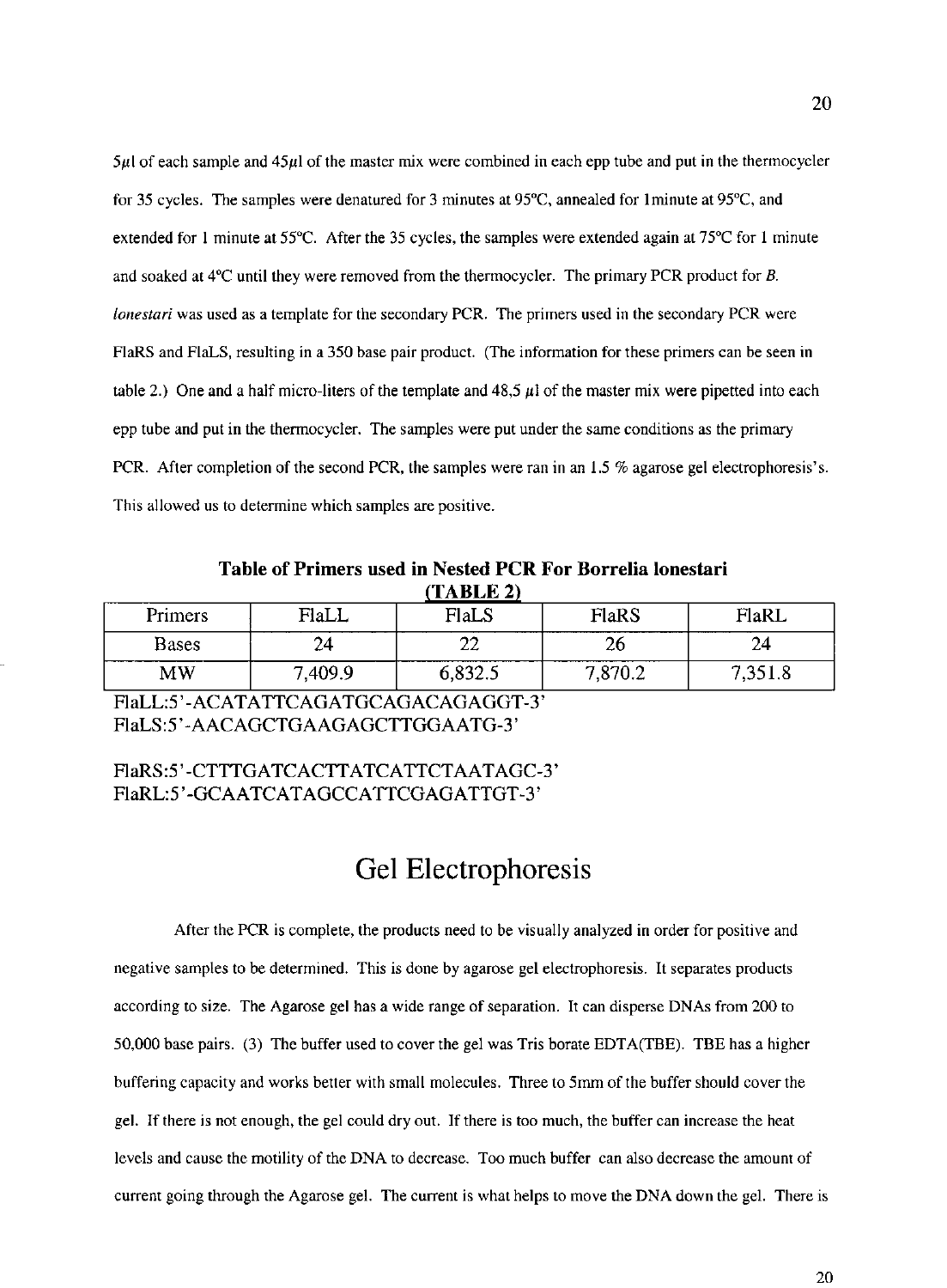5μl of each sample and 45μl of the master mix were combined in each epp tube and put in the thermocycler for 35 cycles. The samples were denatured for 3 minutes at 95°C, annealed for 1minute at 95°C, and extended for 1 minute at 55°C. After the 35 cycles, the samples were extended again at 75°C for 1 minute and soaked at 4°C until they were removed from the thermocycler. The primary PCR product for *B. lonestari* was used as a template for the secondary PCR. The primers used in the secondary PCR were FlaRS and FlaLS, resulting in a 350 base pair product. (The information for these primers can be seen in table 2.) One and a half micro-liters of the template and 48.5 μl of the master mix were pipetted into each epp tube and put in the thermocycler. The samples were put under the same conditions as the primary PCR. After completion of the second PCR, the samples were ran in an 1.5 % agarose gel electrophoresis's. This allowed us to determine which samples are positive.

**Table of Primers used in Nested PCR For Borrelia lonestari**
**(TABLE 2)**

| Primers | FlaLL | FlaLS | FlaRS | FlaRL |
|---|---|---|---|---|
| Bases | 24 | 22 | 26 | 24 |
| MW | 7,409.9 | 6,832.5 | 7,870.2 | 7,351.8 |

FlaLL:5'-ACATATTCAGATGCAGACAGAGGT-3'
FlaLS:5'-AACAGCTGAAGAGCTTGGAATG-3'

FlaRS:5'-CTTTGATCACTTATCATTCTAATAGC-3'
FlaRL:5'-GCAATCATAGCCATTCGAGATTGT-3'

# Gel Electrophoresis

After the PCR is complete, the products need to be visually analyzed in order for positive and negative samples to be determined. This is done by agarose gel electrophoresis. It separates products according to size. The Agarose gel has a wide range of separation. It can disperse DNAs from 200 to 50,000 base pairs. (3) The buffer used to cover the gel was Tris borate EDTA(TBE). TBE has a higher buffering capacity and works better with small molecules. Three to 5mm of the buffer should cover the gel. If there is not enough, the gel could dry out. If there is too much, the buffer can increase the heat levels and cause the motility of the DNA to decrease. Too much buffer can also decrease the amount of current going through the Agarose gel. The current is what helps to move the DNA down the gel. There is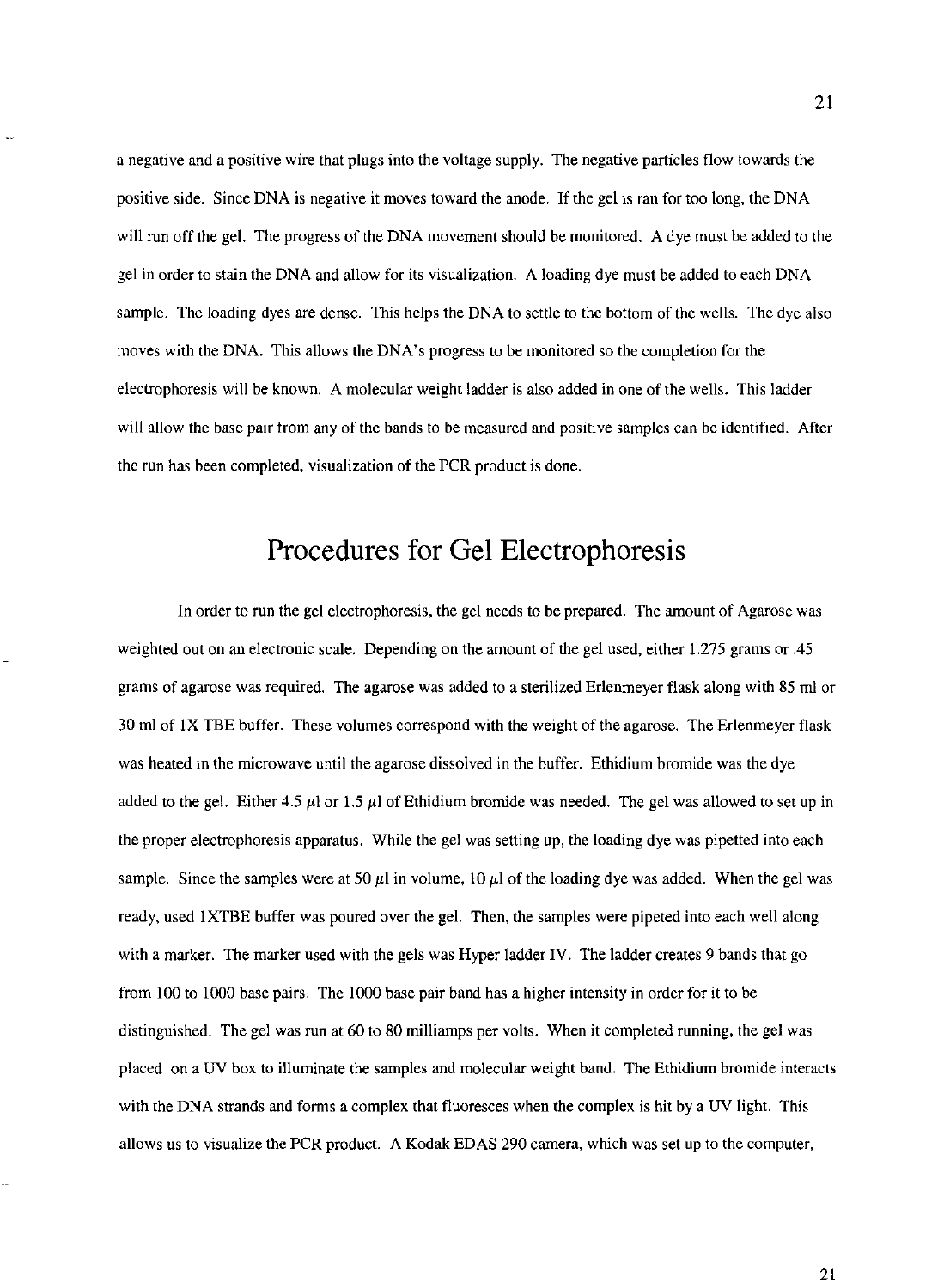a negative and a positive wire that plugs into the voltage supply. The negative particles flow towards the positive side. Since DNA is negative it moves toward the anode. If the gel is ran for too long, the DNA will run off the gel. The progress of the DNA movement should be monitored. A dye must be added to the gel in order to stain the DNA and allow for its visualization. A loading dye must be added to each DNA sample. The loading dyes are dense. This helps the DNA to settle to the bottom of the wells. The dye also moves with the DNA. This allows the DNA's progress to be monitored so the completion for the electrophoresis will be known. A molecular weight ladder is also added in one of the wells. This ladder will allow the base pair from any of the bands to be measured and positive samples can be identified. After the run has been completed, visualization of the PCR product is done.

# Procedures for Gel Electrophoresis

In order to run the gel electrophoresis, the gel needs to be prepared. The amount of Agarose was weighted out on an electronic scale. Depending on the amount of the gel used, either 1.275 grams or .45 grams of agarose was required. The agarose was added to a sterilized Erlenmeyer flask along with 85 ml or 30 ml of 1X TBE buffer. These volumes correspond with the weight of the agarose. The Erlenmeyer flask was heated in the microwave until the agarose dissolved in the buffer. Ethidium bromide was the dye added to the gel. Either 4.5 $\mu$l or 1.5 $\mu$l of Ethidium bromide was needed. The gel was allowed to set up in the proper electrophoresis apparatus. While the gel was setting up, the loading dye was pipetted into each sample. Since the samples were at 50 $\mu$l in volume, 10 $\mu$l of the loading dye was added. When the gel was ready, used 1XTBE buffer was poured over the gel. Then, the samples were pipeted into each well along with a marker. The marker used with the gels was Hyper ladder IV. The ladder creates 9 bands that go from 100 to 1000 base pairs. The 1000 base pair band has a higher intensity in order for it to be distinguished. The gel was run at 60 to 80 milliamps per volts. When it completed running, the gel was placed on a UV box to illuminate the samples and molecular weight band. The Ethidium bromide interacts with the DNA strands and forms a complex that fluoresces when the complex is hit by a UV light. This allows us to visualize the PCR product. A Kodak EDAS 290 camera, which was set up to the computer,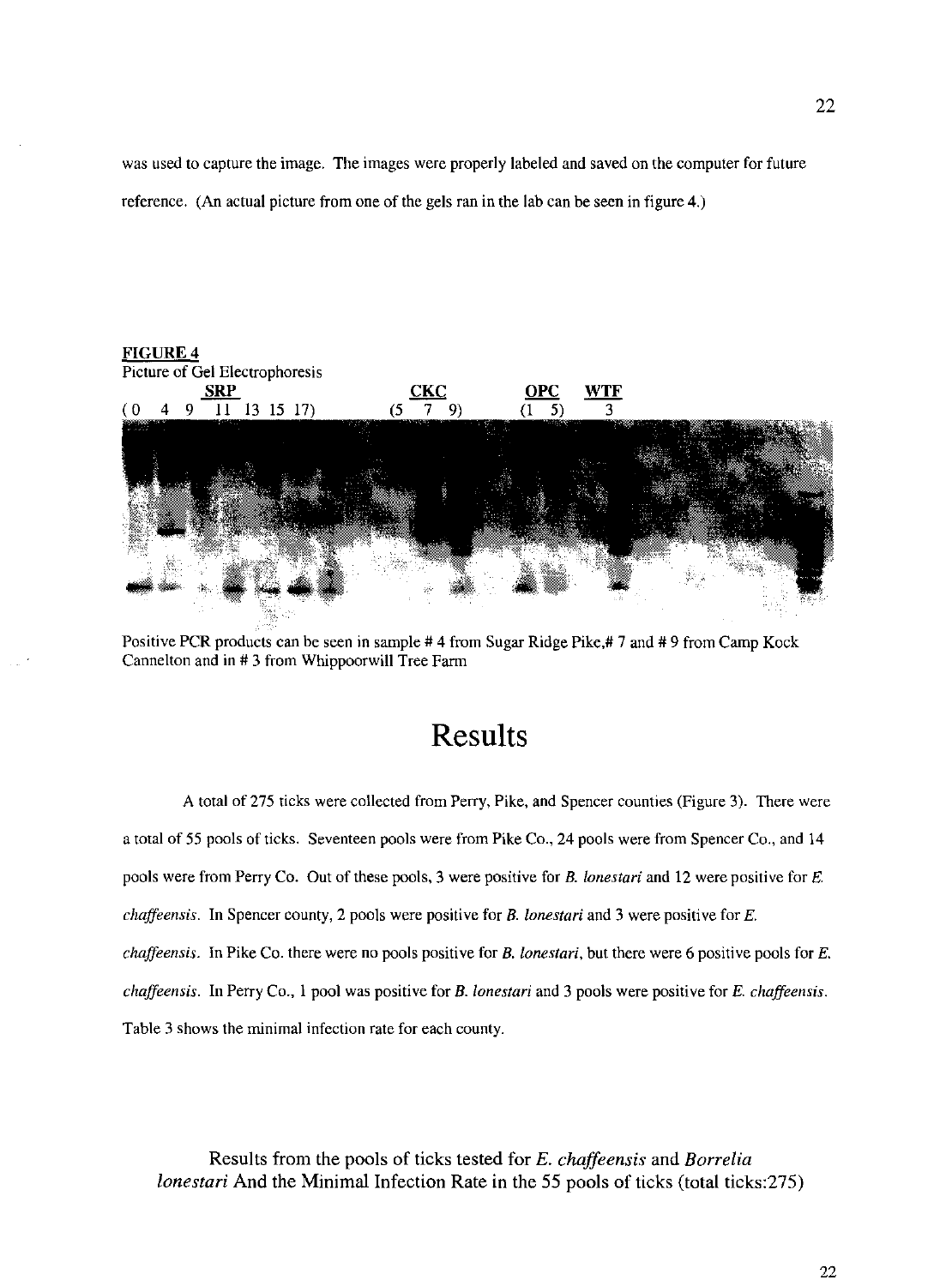was used to capture the image. The images were properly labeled and saved on the computer for future reference. (An actual picture from one of the gels ran in the lab can be seen in figure 4.)

**FIGURE 4**

Picture of Gel Electrophoresis

SRP (0 4 9 11 13 15 17) CKC (5 7 9) OPC (1 5) WTF 3

Positive PCR products can be seen in sample # 4 from Sugar Ridge Pike,# 7 and # 9 from Camp Kock Cannelton and in # 3 from Whippoorwill Tree Farm

# Results

A total of 275 ticks were collected from Perry, Pike, and Spencer counties (Figure 3). There were a total of 55 pools of ticks. Seventeen pools were from Pike Co., 24 pools were from Spencer Co., and 14 pools were from Perry Co. Out of these pools, 3 were positive for *B. lonestari* and 12 were positive for *E. chaffeensis*. In Spencer county, 2 pools were positive for *B. lonestari* and 3 were positive for *E. chaffeensis*. In Pike Co. there were no pools positive for *B. lonestari*, but there were 6 positive pools for *E. chaffeensis*. In Perry Co., 1 pool was positive for *B. lonestari* and 3 pools were positive for *E. chaffeensis*. Table 3 shows the minimal infection rate for each county.

Results from the pools of ticks tested for *E. chaffeensis* and *Borrelia lonestari* And the Minimal Infection Rate in the 55 pools of ticks (total ticks:275)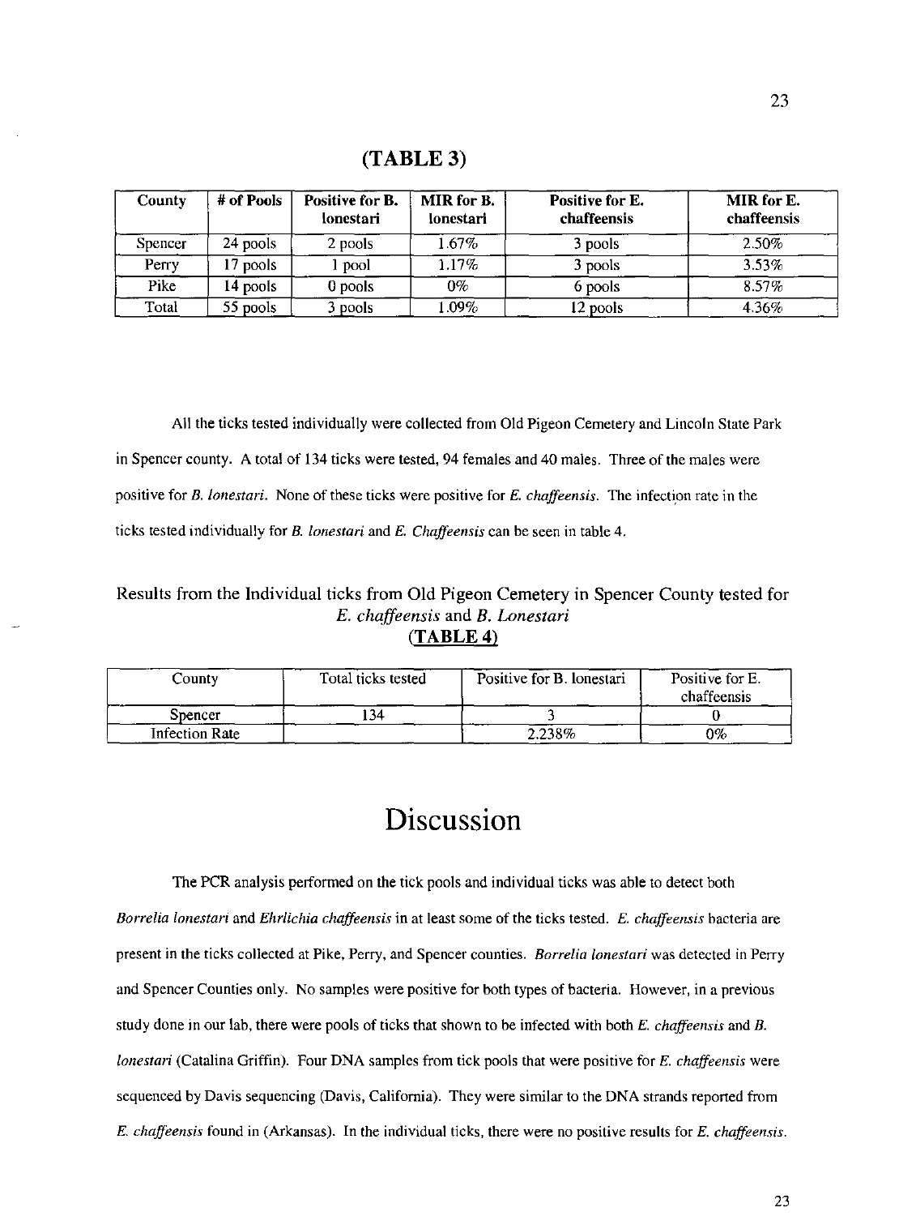**(TABLE 3)**

| County | # of Pools | Positive for B. lonestari | MIR for B. lonestari | Positive for E. chaffeensis | MIR for E. chaffeensis |
|---|---|---|---|---|---|
| Spencer | 24 pools | 2 pools | 1.67% | 3 pools | 2.50% |
| Perry | 17 pools | 1 pool | 1.17% | 3 pools | 3.53% |
| Pike | 14 pools | 0 pools | 0% | 6 pools | 8.57% |
| Total | 55 pools | 3 pools | 1.09% | 12 pools | 4.36% |

All the ticks tested individually were collected from Old Pigeon Cemetery and Lincoln State Park in Spencer county. A total of 134 ticks were tested, 94 females and 40 males. Three of the males were positive for *B. lonestari*. None of these ticks were positive for *E. chaffeensis*. The infection rate in the ticks tested individually for *B. lonestari* and *E. Chaffeensis* can be seen in table 4.

Results from the Individual ticks from Old Pigeon Cemetery in Spencer County tested for *E. chaffeensis* and *B. Lonestari*

**(TABLE 4)**

| County | Total ticks tested | Positive for B. lonestari | Positive for E. chaffeensis |
|---|---|---|---|
| Spencer | 134 | 3 | 0 |
| Infection Rate | | 2.238% | 0% |

# Discussion

The PCR analysis performed on the tick pools and individual ticks was able to detect both *Borrelia lonestari* and *Ehrlichia chaffeensis* in at least some of the ticks tested. *E. chaffeensis* bacteria are present in the ticks collected at Pike, Perry, and Spencer counties. *Borrelia lonestari* was detected in Perry and Spencer Counties only. No samples were positive for both types of bacteria. However, in a previous study done in our lab, there were pools of ticks that shown to be infected with both *E. chaffeensis* and *B. lonestari* (Catalina Griffin). Four DNA samples from tick pools that were positive for *E. chaffeensis* were sequenced by Davis sequencing (Davis, California). They were similar to the DNA strands reported from *E. chaffeensis* found in (Arkansas). In the individual ticks, there were no positive results for *E. chaffeensis*.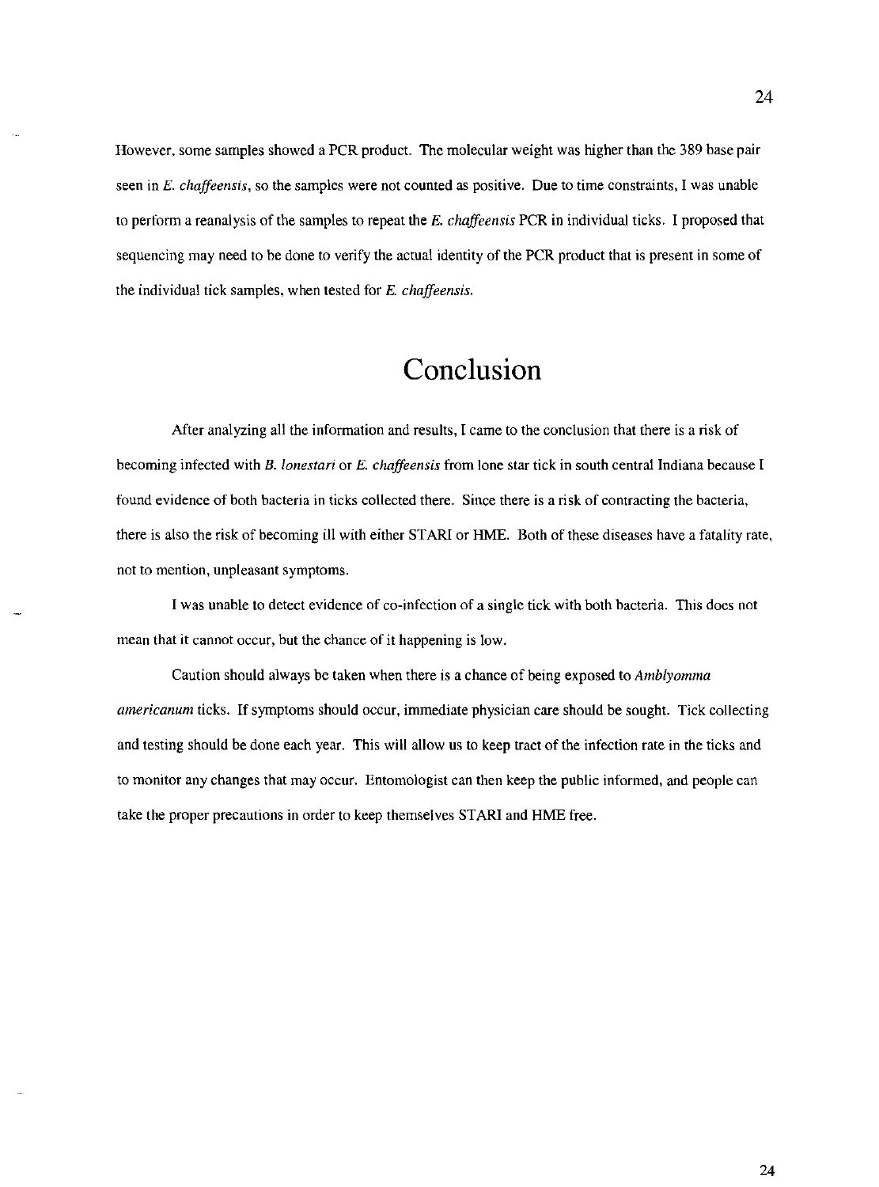However, some samples showed a PCR product. The molecular weight was higher than the 389 base pair seen in *E. chaffeensis*, so the samples were not counted as positive. Due to time constraints, I was unable to perform a reanalysis of the samples to repeat the *E. chaffeensis* PCR in individual ticks. I proposed that sequencing may need to be done to verify the actual identity of the PCR product that is present in some of the individual tick samples, when tested for *E. chaffeensis*.

# Conclusion

After analyzing all the information and results, I came to the conclusion that there is a risk of becoming infected with *B. lonestari* or *E. chaffeensis* from lone star tick in south central Indiana because I found evidence of both bacteria in ticks collected there. Since there is a risk of contracting the bacteria, there is also the risk of becoming ill with either STARI or HME. Both of these diseases have a fatality rate, not to mention, unpleasant symptoms.

I was unable to detect evidence of co-infection of a single tick with both bacteria. This does not mean that it cannot occur, but the chance of it happening is low.

Caution should always be taken when there is a chance of being exposed to *Amblyomma americanum* ticks. If symptoms should occur, immediate physician care should be sought. Tick collecting and testing should be done each year. This will allow us to keep tract of the infection rate in the ticks and to monitor any changes that may occur. Entomologist can then keep the public informed, and people can take the proper precautions in order to keep themselves STARI and HME free.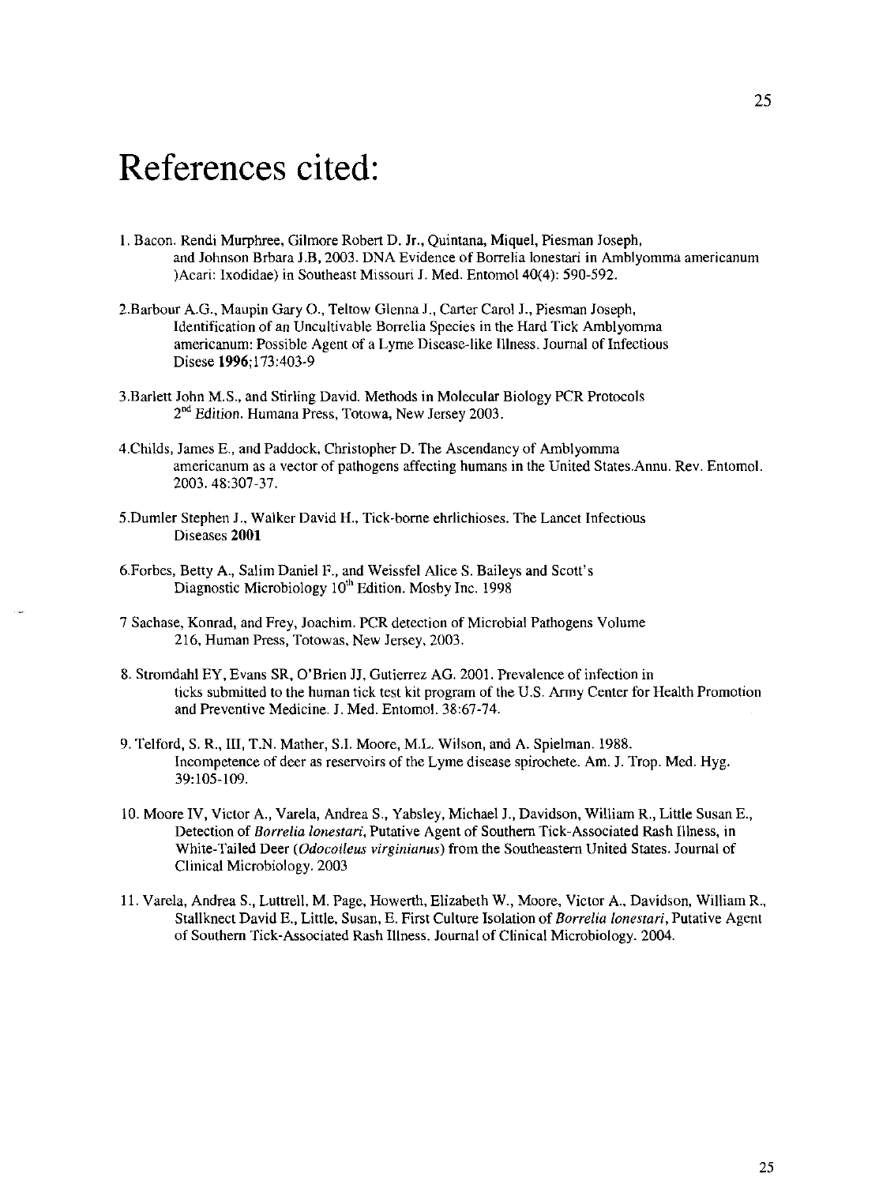# References cited:

1. Bacon. Rendi Murphree, Gilmore Robert D. Jr., Quintana, Miquel, Piesman Joseph, and Johnson Brbara J.B, 2003. DNA Evidence of Borrelia lonestari in Amblyomma americanum )Acari: Ixodidae) in Southeast Missouri J. Med. Entomol 40(4): 590-592.

2. Barbour A.G., Maupin Gary O., Teltow Glenna J., Carter Carol J., Piesman Joseph, Identification of an Uncultivable Borrelia Species in the Hard Tick Amblyomma americanum: Possible Agent of a Lyme Disease-like Illness. Journal of Infectious Disese **1996**;173:403-9

3. Barlett John M.S., and Stirling David. Methods in Molecular Biology PCR Protocols 2nd *Edition.* Humana Press, Totowa, New Jersey 2003.

4. Childs, James E., and Paddock, Christopher D. The Ascendancy of Amblyomma americanum as a vector of pathogens affecting humans in the United States.Annu. Rev. Entomol. 2003. 48:307-37.

5. Dumler Stephen J., Walker David H., Tick-borne ehrlichioses. The Lancet Infectious Diseases **2001**

6. Forbes, Betty A., Salim Daniel F., and Weissfel Alice S. Baileys and Scott's Diagnostic Microbiology 10th Edition. Mosby Inc. 1998

7. Sachase, Konrad, and Frey, Joachim. PCR detection of Microbial Pathogens Volume 216, Human Press, Totowas, New Jersey, 2003.

8. Stromdahl EY, Evans SR, O'Brien JJ, Gutierrez AG. 2001. Prevalence of infection in ticks submitted to the human tick test kit program of the U.S. Army Center for Health Promotion and Preventive Medicine. J. Med. Entomol. 38:67-74.

9. Telford, S. R., III, T.N. Mather, S.I. Moore, M.L. Wilson, and A. Spielman. 1988. Incompetence of deer as reservoirs of the Lyme disease spirochete. Am. J. Trop. Med. Hyg. 39:105-109.

10. Moore IV, Victor A., Varela, Andrea S., Yabsley, Michael J., Davidson, William R., Little Susan E., Detection of *Borrelia lonestari*, Putative Agent of Southern Tick-Associated Rash Illness, in White-Tailed Deer (*Odocoileus virginianus*) from the Southeastern United States. Journal of Clinical Microbiology. 2003

11. Varela, Andrea S., Luttrell, M. Page, Howerth, Elizabeth W., Moore, Victor A., Davidson, William R., Stallknect David E., Little, Susan, E. First Culture Isolation of *Borrelia lonestari*, Putative Agent of Southern Tick-Associated Rash Illness. Journal of Clinical Microbiology. 2004.